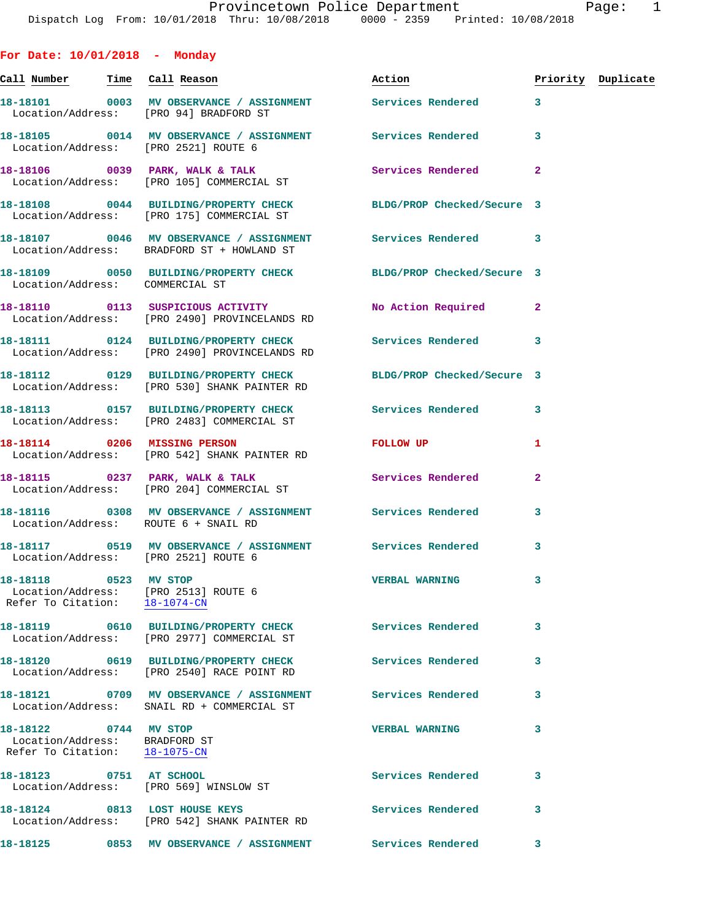## For Date: 10/01/2018 - Monday

| Call Number | Time | Call Reason | Action | Priority | Duplicate |
|---|---|---|---|---|---|
| 18-18101 | 0003 | MV OBSERVANCE / ASSIGNMENT | Services Rendered | 3 | |
| Location/Address: | | [PRO 94] BRADFORD ST | | | |
| 18-18105 | 0014 | MV OBSERVANCE / ASSIGNMENT | Services Rendered | 3 | |
| Location/Address: | | [PRO 2521] ROUTE 6 | | | |
| 18-18106 | 0039 | PARK, WALK & TALK | Services Rendered | 2 | |
| Location/Address: | | [PRO 105] COMMERCIAL ST | | | |
| 18-18108 | 0044 | BUILDING/PROPERTY CHECK | BLDG/PROP Checked/Secure | 3 | |
| Location/Address: | | [PRO 175] COMMERCIAL ST | | | |
| 18-18107 | 0046 | MV OBSERVANCE / ASSIGNMENT | Services Rendered | 3 | |
| Location/Address: | | BRADFORD ST + HOWLAND ST | | | |
| 18-18109 | 0050 | BUILDING/PROPERTY CHECK | BLDG/PROP Checked/Secure | 3 | |
| Location/Address: | | COMMERCIAL ST | | | |
| 18-18110 | 0113 | SUSPICIOUS ACTIVITY | No Action Required | 2 | |
| Location/Address: | | [PRO 2490] PROVINCELANDS RD | | | |
| 18-18111 | 0124 | BUILDING/PROPERTY CHECK | Services Rendered | 3 | |
| Location/Address: | | [PRO 2490] PROVINCELANDS RD | | | |
| 18-18112 | 0129 | BUILDING/PROPERTY CHECK | BLDG/PROP Checked/Secure | 3 | |
| Location/Address: | | [PRO 530] SHANK PAINTER RD | | | |
| 18-18113 | 0157 | BUILDING/PROPERTY CHECK | Services Rendered | 3 | |
| Location/Address: | | [PRO 2483] COMMERCIAL ST | | | |
| 18-18114 | 0206 | MISSING PERSON | FOLLOW UP | 1 | |
| Location/Address: | | [PRO 542] SHANK PAINTER RD | | | |
| 18-18115 | 0237 | PARK, WALK & TALK | Services Rendered | 2 | |
| Location/Address: | | [PRO 204] COMMERCIAL ST | | | |
| 18-18116 | 0308 | MV OBSERVANCE / ASSIGNMENT | Services Rendered | 3 | |
| Location/Address: | | ROUTE 6 + SNAIL RD | | | |
| 18-18117 | 0519 | MV OBSERVANCE / ASSIGNMENT | Services Rendered | 3 | |
| Location/Address: | | [PRO 2521] ROUTE 6 | | | |
| 18-18118 | 0523 | MV STOP | VERBAL WARNING | 3 | |
| Location/Address: | | [PRO 2513] ROUTE 6 | | | |
| Refer To Citation: | | 18-1074-CN | | | |
| 18-18119 | 0610 | BUILDING/PROPERTY CHECK | Services Rendered | 3 | |
| Location/Address: | | [PRO 2977] COMMERCIAL ST | | | |
| 18-18120 | 0619 | BUILDING/PROPERTY CHECK | Services Rendered | 3 | |
| Location/Address: | | [PRO 2540] RACE POINT RD | | | |
| 18-18121 | 0709 | MV OBSERVANCE / ASSIGNMENT | Services Rendered | 3 | |
| Location/Address: | | SNAIL RD + COMMERCIAL ST | | | |
| 18-18122 | 0744 | MV STOP | VERBAL WARNING | 3 | |
| Location/Address: | | BRADFORD ST | | | |
| Refer To Citation: | | 18-1075-CN | | | |
| 18-18123 | 0751 | AT SCHOOL | Services Rendered | 3 | |
| Location/Address: | | [PRO 569] WINSLOW ST | | | |
| 18-18124 | 0813 | LOST HOUSE KEYS | Services Rendered | 3 | |
| Location/Address: | | [PRO 542] SHANK PAINTER RD | | | |
| 18-18125 | 0853 | MV OBSERVANCE / ASSIGNMENT | Services Rendered | 3 | |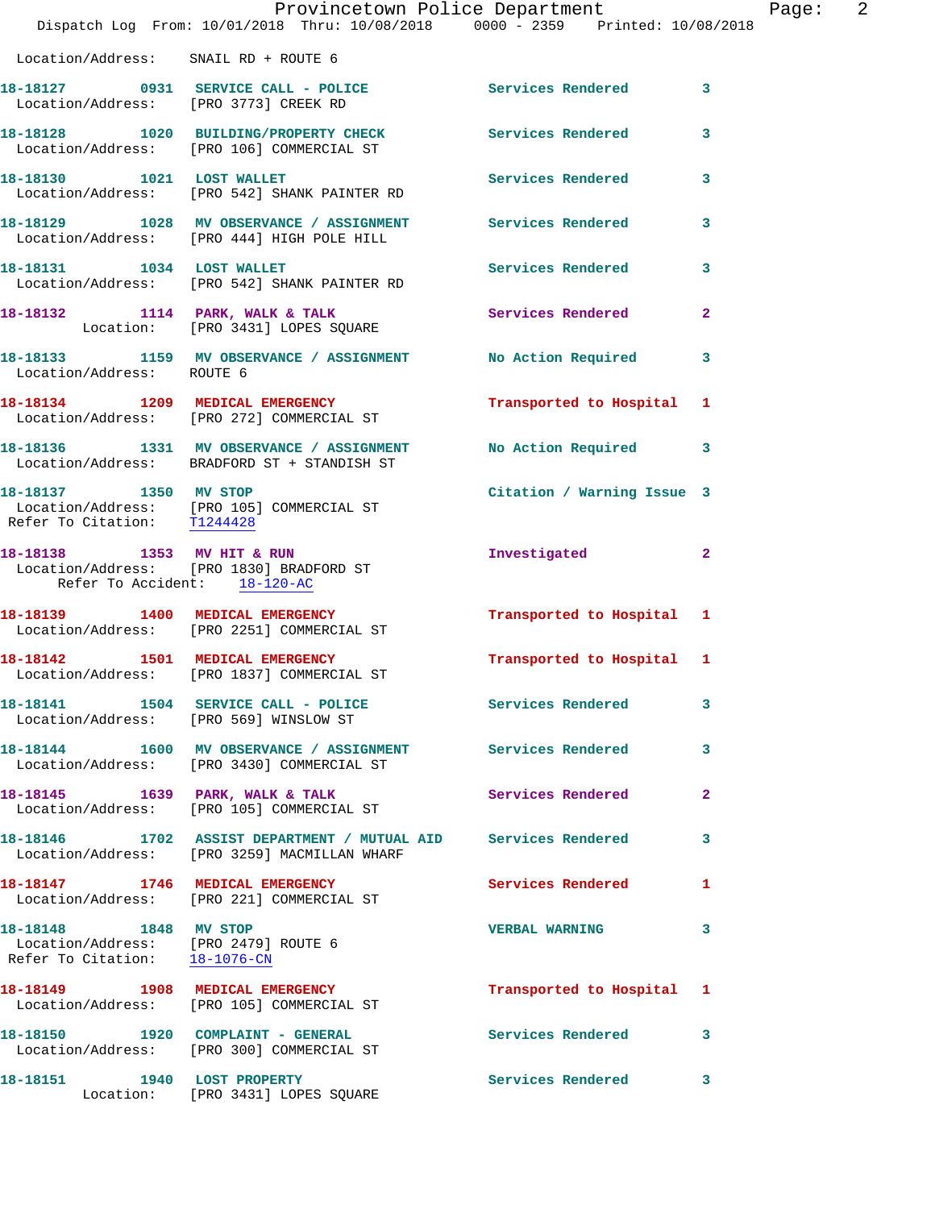Location/Address: SNAIL RD + ROUTE 6

| Call Number | Time | Call Reason | Action | Priority |
|---|---|---|---|---|
| 18-18127 | 0931 | SERVICE CALL - POLICE | Services Rendered | 3 |
| | | Location/Address: [PRO 3773] CREEK RD | | |
| 18-18128 | 1020 | BUILDING/PROPERTY CHECK | Services Rendered | 3 |
| | | Location/Address: [PRO 106] COMMERCIAL ST | | |
| 18-18130 | 1021 | LOST WALLET | Services Rendered | 3 |
| | | Location/Address: [PRO 542] SHANK PAINTER RD | | |
| 18-18129 | 1028 | MV OBSERVANCE / ASSIGNMENT | Services Rendered | 3 |
| | | Location/Address: [PRO 444] HIGH POLE HILL | | |
| 18-18131 | 1034 | LOST WALLET | Services Rendered | 3 |
| | | Location/Address: [PRO 542] SHANK PAINTER RD | | |
| 18-18132 | 1114 | PARK, WALK & TALK | Services Rendered | 2 |
| | | Location: [PRO 3431] LOPES SQUARE | | |
| 18-18133 | 1159 | MV OBSERVANCE / ASSIGNMENT | No Action Required | 3 |
| | | Location/Address: ROUTE 6 | | |
| 18-18134 | 1209 | MEDICAL EMERGENCY | Transported to Hospital | 1 |
| | | Location/Address: [PRO 272] COMMERCIAL ST | | |
| 18-18136 | 1331 | MV OBSERVANCE / ASSIGNMENT | No Action Required | 3 |
| | | Location/Address: BRADFORD ST + STANDISH ST | | |
| 18-18137 | 1350 | MV STOP | Citation / Warning Issue | 3 |
| | | Location/Address: [PRO 105] COMMERCIAL ST; Refer To Citation: T1244428 | | |
| 18-18138 | 1353 | MV HIT & RUN | Investigated | 2 |
| | | Location/Address: [PRO 1830] BRADFORD ST; Refer To Accident: 18-120-AC | | |
| 18-18139 | 1400 | MEDICAL EMERGENCY | Transported to Hospital | 1 |
| | | Location/Address: [PRO 2251] COMMERCIAL ST | | |
| 18-18142 | 1501 | MEDICAL EMERGENCY | Transported to Hospital | 1 |
| | | Location/Address: [PRO 1837] COMMERCIAL ST | | |
| 18-18141 | 1504 | SERVICE CALL - POLICE | Services Rendered | 3 |
| | | Location/Address: [PRO 569] WINSLOW ST | | |
| 18-18144 | 1600 | MV OBSERVANCE / ASSIGNMENT | Services Rendered | 3 |
| | | Location/Address: [PRO 3430] COMMERCIAL ST | | |
| 18-18145 | 1639 | PARK, WALK & TALK | Services Rendered | 2 |
| | | Location/Address: [PRO 105] COMMERCIAL ST | | |
| 18-18146 | 1702 | ASSIST DEPARTMENT / MUTUAL AID | Services Rendered | 3 |
| | | Location/Address: [PRO 3259] MACMILLAN WHARF | | |
| 18-18147 | 1746 | MEDICAL EMERGENCY | Services Rendered | 1 |
| | | Location/Address: [PRO 221] COMMERCIAL ST | | |
| 18-18148 | 1848 | MV STOP | VERBAL WARNING | 3 |
| | | Location/Address: [PRO 2479] ROUTE 6; Refer To Citation: 18-1076-CN | | |
| 18-18149 | 1908 | MEDICAL EMERGENCY | Transported to Hospital | 1 |
| | | Location/Address: [PRO 105] COMMERCIAL ST | | |
| 18-18150 | 1920 | COMPLAINT - GENERAL | Services Rendered | 3 |
| | | Location/Address: [PRO 300] COMMERCIAL ST | | |
| 18-18151 | 1940 | LOST PROPERTY | Services Rendered | 3 |
| | | Location: [PRO 3431] LOPES SQUARE | | |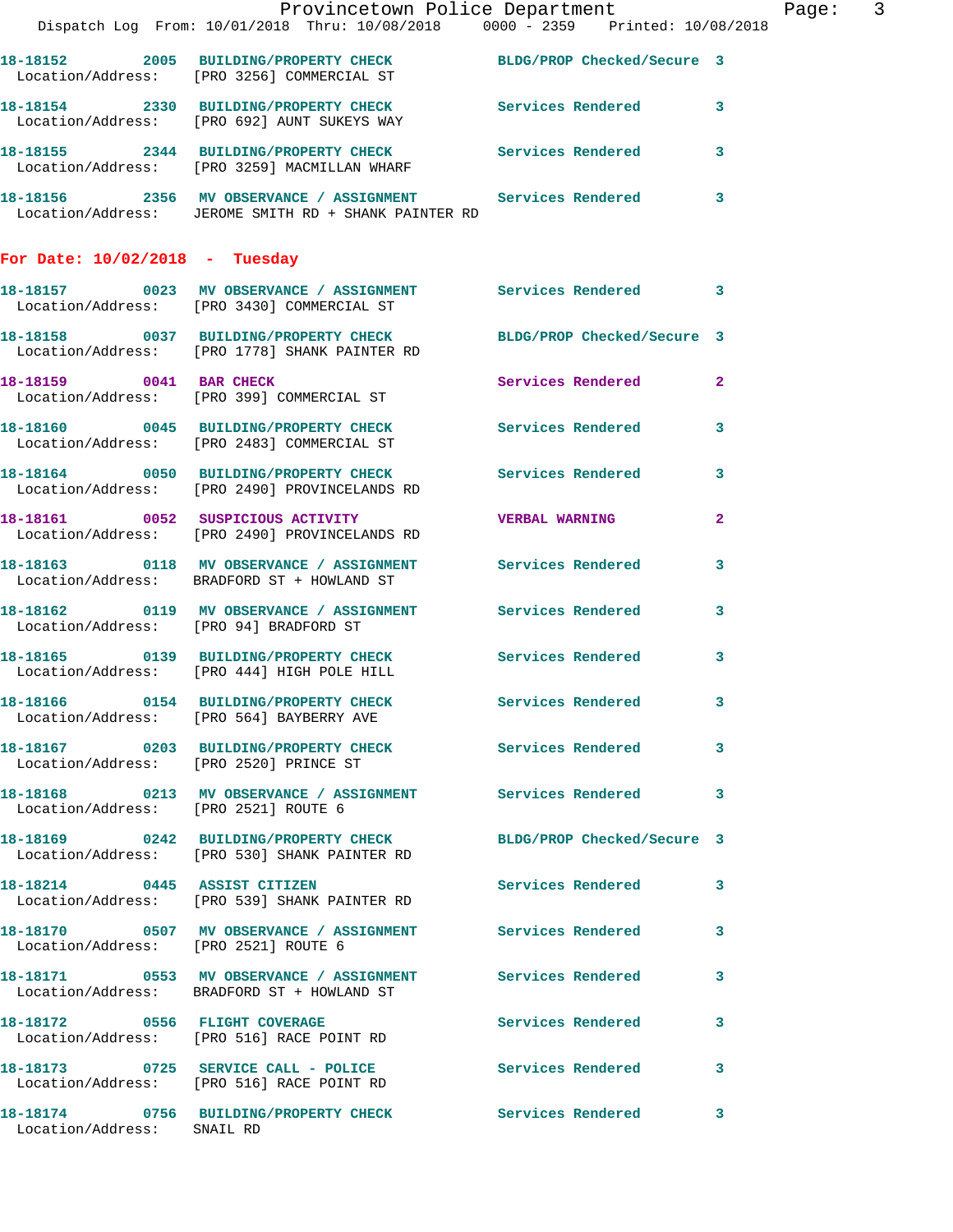18-18152 2005 BUILDING/PROPERTY CHECK BLDG/PROP Checked/Secure 3
Location/Address: [PRO 3256] COMMERCIAL ST

18-18154 2330 BUILDING/PROPERTY CHECK Services Rendered 3
Location/Address: [PRO 692] AUNT SUKEYS WAY

18-18155 2344 BUILDING/PROPERTY CHECK Services Rendered 3
Location/Address: [PRO 3259] MACMILLAN WHARF

18-18156 2356 MV OBSERVANCE / ASSIGNMENT Services Rendered 3
Location/Address: JEROME SMITH RD + SHANK PAINTER RD

## For Date: 10/02/2018 - Tuesday

18-18157 0023 MV OBSERVANCE / ASSIGNMENT Services Rendered 3
Location/Address: [PRO 3430] COMMERCIAL ST

18-18158 0037 BUILDING/PROPERTY CHECK BLDG/PROP Checked/Secure 3
Location/Address: [PRO 1778] SHANK PAINTER RD

18-18159 0041 BAR CHECK Services Rendered 2
Location/Address: [PRO 399] COMMERCIAL ST

18-18160 0045 BUILDING/PROPERTY CHECK Services Rendered 3
Location/Address: [PRO 2483] COMMERCIAL ST

18-18164 0050 BUILDING/PROPERTY CHECK Services Rendered 3
Location/Address: [PRO 2490] PROVINCELANDS RD

18-18161 0052 SUSPICIOUS ACTIVITY VERBAL WARNING 2
Location/Address: [PRO 2490] PROVINCELANDS RD

18-18163 0118 MV OBSERVANCE / ASSIGNMENT Services Rendered 3
Location/Address: BRADFORD ST + HOWLAND ST

18-18162 0119 MV OBSERVANCE / ASSIGNMENT Services Rendered 3
Location/Address: [PRO 94] BRADFORD ST

18-18165 0139 BUILDING/PROPERTY CHECK Services Rendered 3
Location/Address: [PRO 444] HIGH POLE HILL

18-18166 0154 BUILDING/PROPERTY CHECK Services Rendered 3
Location/Address: [PRO 564] BAYBERRY AVE

18-18167 0203 BUILDING/PROPERTY CHECK Services Rendered 3
Location/Address: [PRO 2520] PRINCE ST

18-18168 0213 MV OBSERVANCE / ASSIGNMENT Services Rendered 3
Location/Address: [PRO 2521] ROUTE 6

18-18169 0242 BUILDING/PROPERTY CHECK BLDG/PROP Checked/Secure 3
Location/Address: [PRO 530] SHANK PAINTER RD

18-18214 0445 ASSIST CITIZEN Services Rendered 3
Location/Address: [PRO 539] SHANK PAINTER RD

18-18170 0507 MV OBSERVANCE / ASSIGNMENT Services Rendered 3
Location/Address: [PRO 2521] ROUTE 6

18-18171 0553 MV OBSERVANCE / ASSIGNMENT Services Rendered 3
Location/Address: BRADFORD ST + HOWLAND ST

18-18172 0556 FLIGHT COVERAGE Services Rendered 3
Location/Address: [PRO 516] RACE POINT RD

18-18173 0725 SERVICE CALL - POLICE Services Rendered 3
Location/Address: [PRO 516] RACE POINT RD

18-18174 0756 BUILDING/PROPERTY CHECK Services Rendered 3
Location/Address: SNAIL RD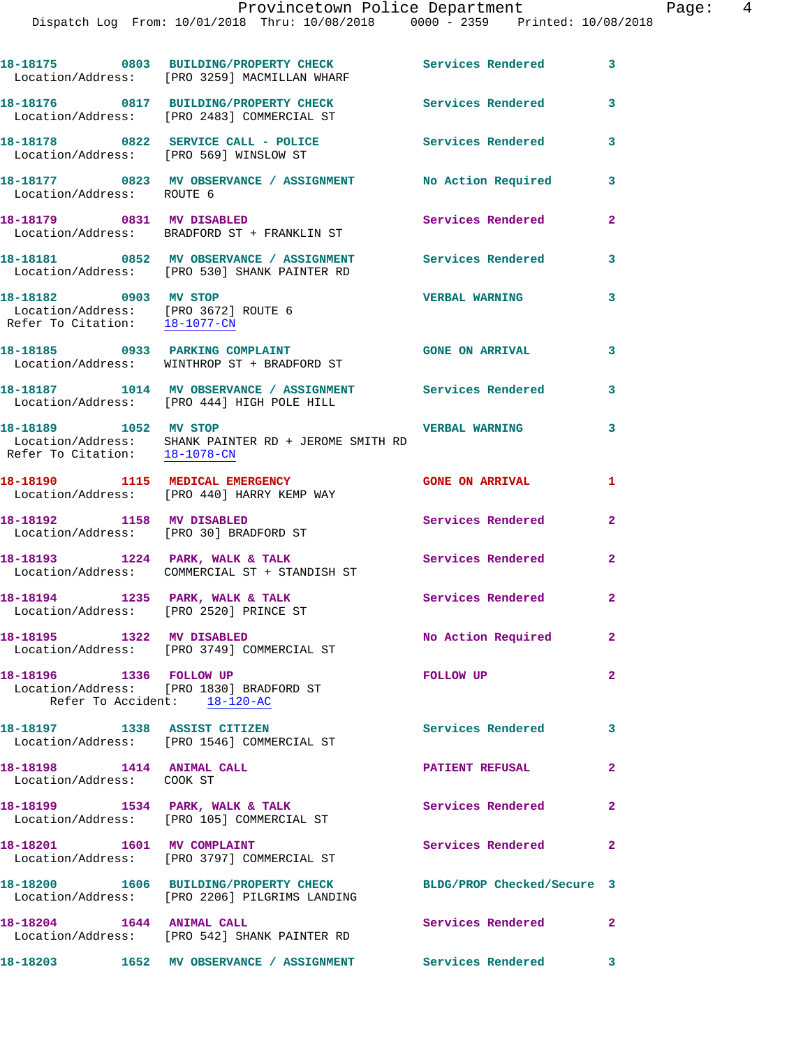18-18175 0803 BUILDING/PROPERTY CHECK Services Rendered 3
Location/Address: [PRO 3259] MACMILLAN WHARF

18-18176 0817 BUILDING/PROPERTY CHECK Services Rendered 3
Location/Address: [PRO 2483] COMMERCIAL ST

18-18178 0822 SERVICE CALL - POLICE Services Rendered 3
Location/Address: [PRO 569] WINSLOW ST

18-18177 0823 MV OBSERVANCE / ASSIGNMENT No Action Required 3
Location/Address: ROUTE 6

18-18179 0831 MV DISABLED Services Rendered 2
Location/Address: BRADFORD ST + FRANKLIN ST

18-18181 0852 MV OBSERVANCE / ASSIGNMENT Services Rendered 3
Location/Address: [PRO 530] SHANK PAINTER RD

18-18182 0903 MV STOP VERBAL WARNING 3
Location/Address: [PRO 3672] ROUTE 6
Refer To Citation: 18-1077-CN

18-18185 0933 PARKING COMPLAINT GONE ON ARRIVAL 3
Location/Address: WINTHROP ST + BRADFORD ST

18-18187 1014 MV OBSERVANCE / ASSIGNMENT Services Rendered 3
Location/Address: [PRO 444] HIGH POLE HILL

18-18189 1052 MV STOP VERBAL WARNING 3
Location/Address: SHANK PAINTER RD + JEROME SMITH RD
Refer To Citation: 18-1078-CN

18-18190 1115 MEDICAL EMERGENCY GONE ON ARRIVAL 1
Location/Address: [PRO 440] HARRY KEMP WAY

18-18192 1158 MV DISABLED Services Rendered 2
Location/Address: [PRO 30] BRADFORD ST

18-18193 1224 PARK, WALK & TALK Services Rendered 2
Location/Address: COMMERCIAL ST + STANDISH ST

18-18194 1235 PARK, WALK & TALK Services Rendered 2
Location/Address: [PRO 2520] PRINCE ST

18-18195 1322 MV DISABLED No Action Required 2
Location/Address: [PRO 3749] COMMERCIAL ST

18-18196 1336 FOLLOW UP FOLLOW UP 2
Location/Address: [PRO 1830] BRADFORD ST
Refer To Accident: 18-120-AC

18-18197 1338 ASSIST CITIZEN Services Rendered 3
Location/Address: [PRO 1546] COMMERCIAL ST

18-18198 1414 ANIMAL CALL PATIENT REFUSAL 2
Location/Address: COOK ST

18-18199 1534 PARK, WALK & TALK Services Rendered 2
Location/Address: [PRO 105] COMMERCIAL ST

18-18201 1601 MV COMPLAINT Services Rendered 2
Location/Address: [PRO 3797] COMMERCIAL ST

18-18200 1606 BUILDING/PROPERTY CHECK BLDG/PROP Checked/Secure 3
Location/Address: [PRO 2206] PILGRIMS LANDING

18-18204 1644 ANIMAL CALL Services Rendered 2
Location/Address: [PRO 542] SHANK PAINTER RD

18-18203 1652 MV OBSERVANCE / ASSIGNMENT Services Rendered 3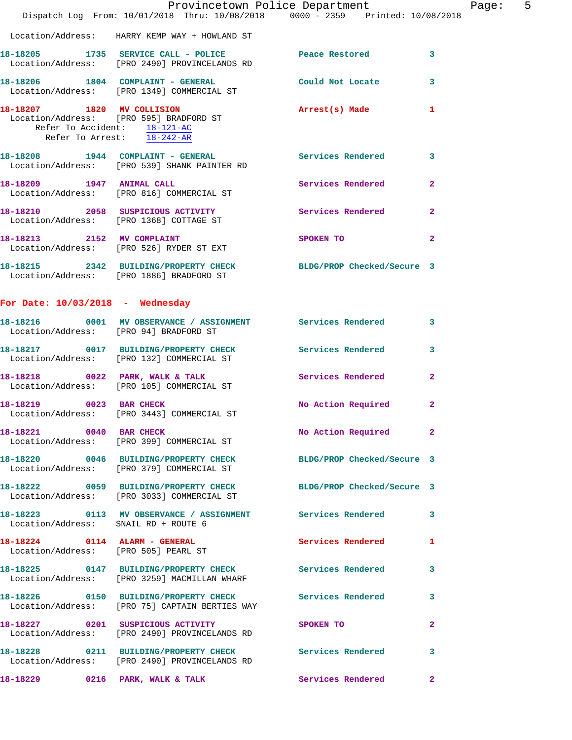Location/Address: HARRY KEMP WAY + HOWLAND ST

**18-18205** 1735 **SERVICE CALL - POLICE** Peace Restored 3
Location/Address: [PRO 2490] PROVINCELANDS RD

**18-18206** 1804 **COMPLAINT - GENERAL** Could Not Locate 3
Location/Address: [PRO 1349] COMMERCIAL ST

**18-18207** 1820 **MV COLLISION** Arrest(s) Made 1
Location/Address: [PRO 595] BRADFORD ST
Refer To Accident: 18-121-AC
Refer To Arrest: 18-242-AR

**18-18208** 1944 **COMPLAINT - GENERAL** Services Rendered 3
Location/Address: [PRO 539] SHANK PAINTER RD

**18-18209** 1947 **ANIMAL CALL** Services Rendered 2
Location/Address: [PRO 816] COMMERCIAL ST

**18-18210** 2058 **SUSPICIOUS ACTIVITY** Services Rendered 2
Location/Address: [PRO 1368] COTTAGE ST

**18-18213** 2152 **MV COMPLAINT** SPOKEN TO 2
Location/Address: [PRO 526] RYDER ST EXT

**18-18215** 2342 **BUILDING/PROPERTY CHECK** BLDG/PROP Checked/Secure 3
Location/Address: [PRO 1886] BRADFORD ST

## For Date: 10/03/2018 - Wednesday

**18-18216** 0001 **MV OBSERVANCE / ASSIGNMENT** Services Rendered 3
Location/Address: [PRO 94] BRADFORD ST

**18-18217** 0017 **BUILDING/PROPERTY CHECK** Services Rendered 3
Location/Address: [PRO 132] COMMERCIAL ST

**18-18218** 0022 **PARK, WALK & TALK** Services Rendered 2
Location/Address: [PRO 105] COMMERCIAL ST

**18-18219** 0023 **BAR CHECK** No Action Required 2
Location/Address: [PRO 3443] COMMERCIAL ST

**18-18221** 0040 **BAR CHECK** No Action Required 2
Location/Address: [PRO 399] COMMERCIAL ST

**18-18220** 0046 **BUILDING/PROPERTY CHECK** BLDG/PROP Checked/Secure 3
Location/Address: [PRO 379] COMMERCIAL ST

**18-18222** 0059 **BUILDING/PROPERTY CHECK** BLDG/PROP Checked/Secure 3
Location/Address: [PRO 3033] COMMERCIAL ST

**18-18223** 0113 **MV OBSERVANCE / ASSIGNMENT** Services Rendered 3
Location/Address: SNAIL RD + ROUTE 6

**18-18224** 0114 **ALARM - GENERAL** Services Rendered 1
Location/Address: [PRO 505] PEARL ST

**18-18225** 0147 **BUILDING/PROPERTY CHECK** Services Rendered 3
Location/Address: [PRO 3259] MACMILLAN WHARF

**18-18226** 0150 **BUILDING/PROPERTY CHECK** Services Rendered 3
Location/Address: [PRO 75] CAPTAIN BERTIES WAY

**18-18227** 0201 **SUSPICIOUS ACTIVITY** SPOKEN TO 2
Location/Address: [PRO 2490] PROVINCELANDS RD

**18-18228** 0211 **BUILDING/PROPERTY CHECK** Services Rendered 3
Location/Address: [PRO 2490] PROVINCELANDS RD

**18-18229** 0216 **PARK, WALK & TALK** Services Rendered 2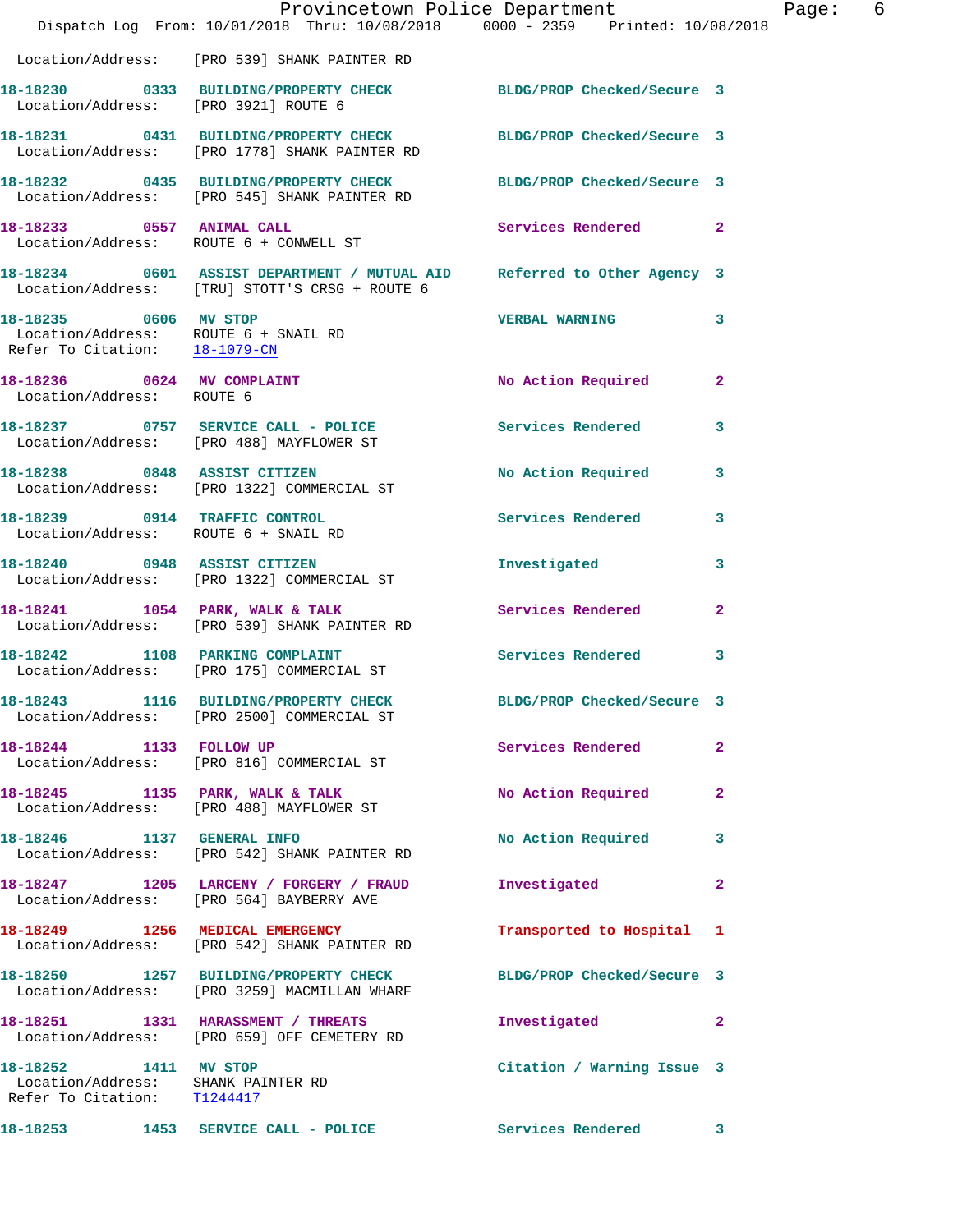Location/Address: [PRO 539] SHANK PAINTER RD

**18-18230 0333 BUILDING/PROPERTY CHECK** — BLDG/PROP Checked/Secure 3
Location/Address: [PRO 3921] ROUTE 6

**18-18231 0431 BUILDING/PROPERTY CHECK** — BLDG/PROP Checked/Secure 3
Location/Address: [PRO 1778] SHANK PAINTER RD

**18-18232 0435 BUILDING/PROPERTY CHECK** — BLDG/PROP Checked/Secure 3
Location/Address: [PRO 545] SHANK PAINTER RD

**18-18233 0557 ANIMAL CALL** — Services Rendered 2
Location/Address: ROUTE 6 + CONWELL ST

**18-18234 0601 ASSIST DEPARTMENT / MUTUAL AID** — Referred to Other Agency 3
Location/Address: [TRU] STOTT'S CRSG + ROUTE 6

**18-18235 0606 MV STOP** — VERBAL WARNING 3
Location/Address: ROUTE 6 + SNAIL RD
Refer To Citation: 18-1079-CN

**18-18236 0624 MV COMPLAINT** — No Action Required 2
Location/Address: ROUTE 6

**18-18237 0757 SERVICE CALL - POLICE** — Services Rendered 3
Location/Address: [PRO 488] MAYFLOWER ST

**18-18238 0848 ASSIST CITIZEN** — No Action Required 3
Location/Address: [PRO 1322] COMMERCIAL ST

**18-18239 0914 TRAFFIC CONTROL** — Services Rendered 3
Location/Address: ROUTE 6 + SNAIL RD

**18-18240 0948 ASSIST CITIZEN** — Investigated 3
Location/Address: [PRO 1322] COMMERCIAL ST

**18-18241 1054 PARK, WALK & TALK** — Services Rendered 2
Location/Address: [PRO 539] SHANK PAINTER RD

**18-18242 1108 PARKING COMPLAINT** — Services Rendered 3
Location/Address: [PRO 175] COMMERCIAL ST

**18-18243 1116 BUILDING/PROPERTY CHECK** — BLDG/PROP Checked/Secure 3
Location/Address: [PRO 2500] COMMERCIAL ST

**18-18244 1133 FOLLOW UP** — Services Rendered 2
Location/Address: [PRO 816] COMMERCIAL ST

**18-18245 1135 PARK, WALK & TALK** — No Action Required 2
Location/Address: [PRO 488] MAYFLOWER ST

**18-18246 1137 GENERAL INFO** — No Action Required 3
Location/Address: [PRO 542] SHANK PAINTER RD

**18-18247 1205 LARCENY / FORGERY / FRAUD** — Investigated 2
Location/Address: [PRO 564] BAYBERRY AVE

**18-18249 1256 MEDICAL EMERGENCY** — Transported to Hospital 1
Location/Address: [PRO 542] SHANK PAINTER RD

**18-18250 1257 BUILDING/PROPERTY CHECK** — BLDG/PROP Checked/Secure 3
Location/Address: [PRO 3259] MACMILLAN WHARF

**18-18251 1331 HARASSMENT / THREATS** — Investigated 2
Location/Address: [PRO 659] OFF CEMETERY RD

**18-18252 1411 MV STOP** — Citation / Warning Issue 3
Location/Address: SHANK PAINTER RD
Refer To Citation: T1244417

**18-18253 1453 SERVICE CALL - POLICE** — Services Rendered 3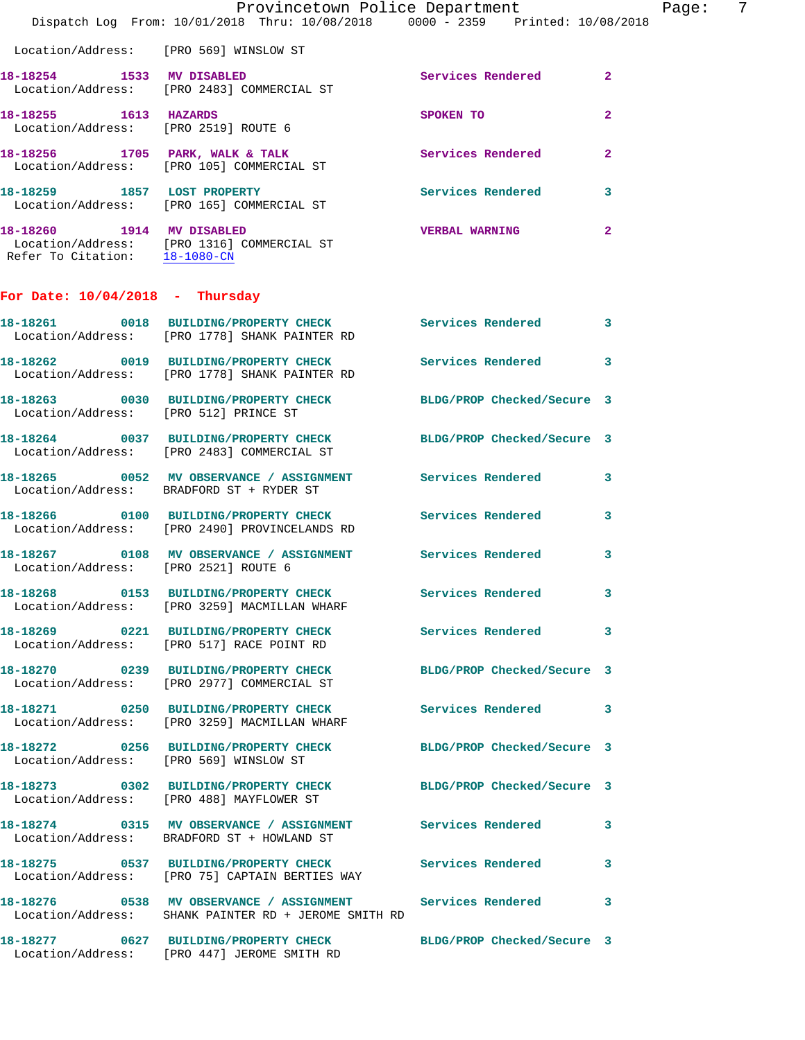Location/Address: [PRO 569] WINSLOW ST

**18-18254** 1533 **MV DISABLED** Services Rendered 2
Location/Address: [PRO 2483] COMMERCIAL ST

**18-18255** 1613 **HAZARDS** SPOKEN TO 2
Location/Address: [PRO 2519] ROUTE 6

**18-18256** 1705 **PARK, WALK & TALK** Services Rendered 2
Location/Address: [PRO 105] COMMERCIAL ST

**18-18259** 1857 **LOST PROPERTY** Services Rendered 3
Location/Address: [PRO 165] COMMERCIAL ST

**18-18260** 1914 **MV DISABLED** VERBAL WARNING 2
Location/Address: [PRO 1316] COMMERCIAL ST
Refer To Citation: 18-1080-CN

## For Date: 10/04/2018 - Thursday

**18-18261** 0018 **BUILDING/PROPERTY CHECK** Services Rendered 3
Location/Address: [PRO 1778] SHANK PAINTER RD

**18-18262** 0019 **BUILDING/PROPERTY CHECK** Services Rendered 3
Location/Address: [PRO 1778] SHANK PAINTER RD

**18-18263** 0030 **BUILDING/PROPERTY CHECK** BLDG/PROP Checked/Secure 3
Location/Address: [PRO 512] PRINCE ST

**18-18264** 0037 **BUILDING/PROPERTY CHECK** BLDG/PROP Checked/Secure 3
Location/Address: [PRO 2483] COMMERCIAL ST

**18-18265** 0052 **MV OBSERVANCE / ASSIGNMENT** Services Rendered 3
Location/Address: BRADFORD ST + RYDER ST

**18-18266** 0100 **BUILDING/PROPERTY CHECK** Services Rendered 3
Location/Address: [PRO 2490] PROVINCELANDS RD

**18-18267** 0108 **MV OBSERVANCE / ASSIGNMENT** Services Rendered 3
Location/Address: [PRO 2521] ROUTE 6

**18-18268** 0153 **BUILDING/PROPERTY CHECK** Services Rendered 3
Location/Address: [PRO 3259] MACMILLAN WHARF

**18-18269** 0221 **BUILDING/PROPERTY CHECK** Services Rendered 3
Location/Address: [PRO 517] RACE POINT RD

**18-18270** 0239 **BUILDING/PROPERTY CHECK** BLDG/PROP Checked/Secure 3
Location/Address: [PRO 2977] COMMERCIAL ST

**18-18271** 0250 **BUILDING/PROPERTY CHECK** Services Rendered 3
Location/Address: [PRO 3259] MACMILLAN WHARF

**18-18272** 0256 **BUILDING/PROPERTY CHECK** BLDG/PROP Checked/Secure 3
Location/Address: [PRO 569] WINSLOW ST

**18-18273** 0302 **BUILDING/PROPERTY CHECK** BLDG/PROP Checked/Secure 3
Location/Address: [PRO 488] MAYFLOWER ST

**18-18274** 0315 **MV OBSERVANCE / ASSIGNMENT** Services Rendered 3
Location/Address: BRADFORD ST + HOWLAND ST

**18-18275** 0537 **BUILDING/PROPERTY CHECK** Services Rendered 3
Location/Address: [PRO 75] CAPTAIN BERTIES WAY

**18-18276** 0538 **MV OBSERVANCE / ASSIGNMENT** Services Rendered 3
Location/Address: SHANK PAINTER RD + JEROME SMITH RD

**18-18277** 0627 **BUILDING/PROPERTY CHECK** BLDG/PROP Checked/Secure 3
Location/Address: [PRO 447] JEROME SMITH RD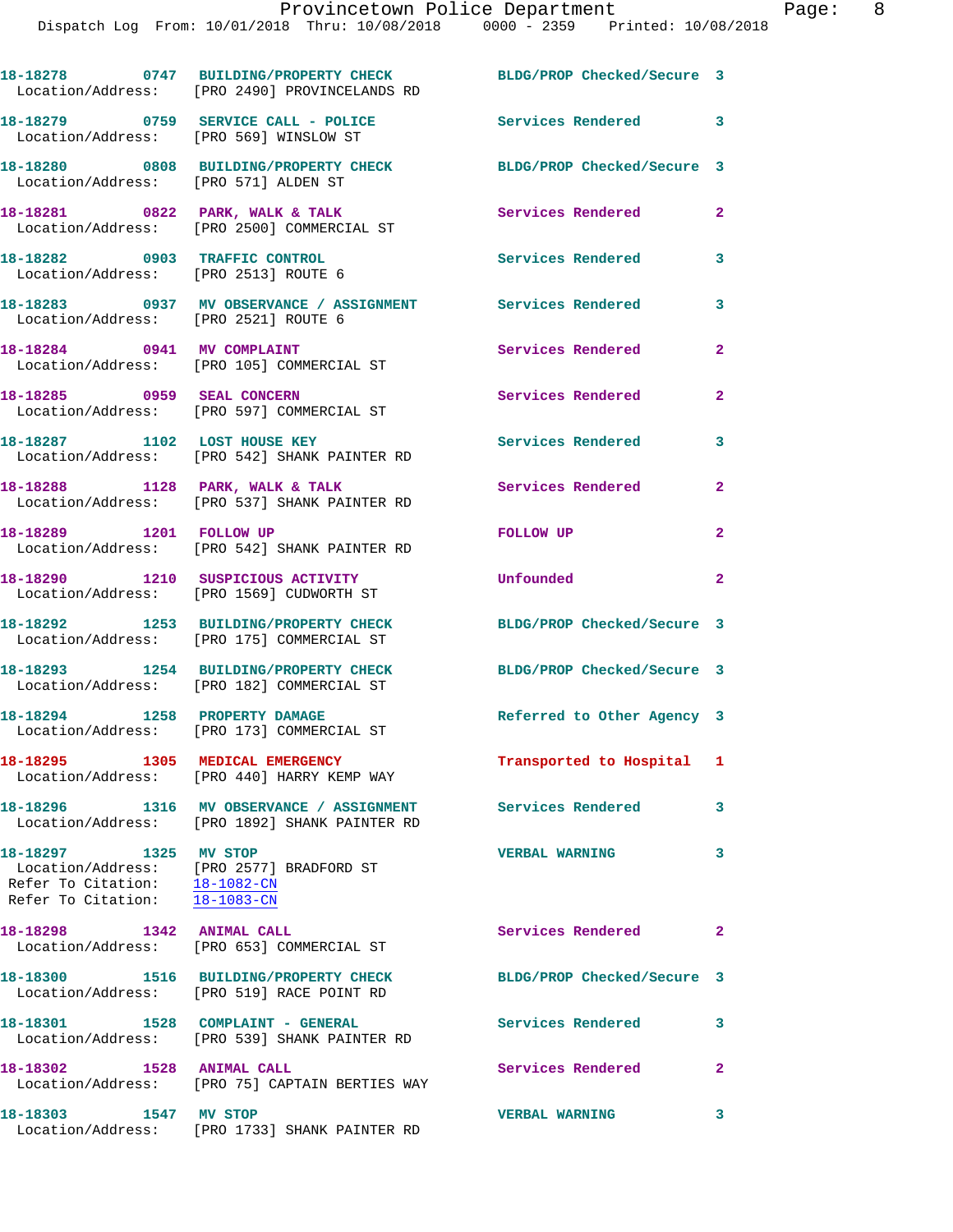18-18278 0747 BUILDING/PROPERTY CHECK BLDG/PROP Checked/Secure 3
Location/Address: [PRO 2490] PROVINCELANDS RD

18-18279 0759 SERVICE CALL - POLICE Services Rendered 3
Location/Address: [PRO 569] WINSLOW ST

18-18280 0808 BUILDING/PROPERTY CHECK BLDG/PROP Checked/Secure 3
Location/Address: [PRO 571] ALDEN ST

18-18281 0822 PARK, WALK & TALK Services Rendered 2
Location/Address: [PRO 2500] COMMERCIAL ST

18-18282 0903 TRAFFIC CONTROL Services Rendered 3
Location/Address: [PRO 2513] ROUTE 6

18-18283 0937 MV OBSERVANCE / ASSIGNMENT Services Rendered 3
Location/Address: [PRO 2521] ROUTE 6

18-18284 0941 MV COMPLAINT Services Rendered 2
Location/Address: [PRO 105] COMMERCIAL ST

18-18285 0959 SEAL CONCERN Services Rendered 2
Location/Address: [PRO 597] COMMERCIAL ST

18-18287 1102 LOST HOUSE KEY Services Rendered 3
Location/Address: [PRO 542] SHANK PAINTER RD

18-18288 1128 PARK, WALK & TALK Services Rendered 2
Location/Address: [PRO 537] SHANK PAINTER RD

18-18289 1201 FOLLOW UP FOLLOW UP 2
Location/Address: [PRO 542] SHANK PAINTER RD

18-18290 1210 SUSPICIOUS ACTIVITY Unfounded 2
Location/Address: [PRO 1569] CUDWORTH ST

18-18292 1253 BUILDING/PROPERTY CHECK BLDG/PROP Checked/Secure 3
Location/Address: [PRO 175] COMMERCIAL ST

18-18293 1254 BUILDING/PROPERTY CHECK BLDG/PROP Checked/Secure 3
Location/Address: [PRO 182] COMMERCIAL ST

18-18294 1258 PROPERTY DAMAGE Referred to Other Agency 3
Location/Address: [PRO 173] COMMERCIAL ST

18-18295 1305 MEDICAL EMERGENCY Transported to Hospital 1
Location/Address: [PRO 440] HARRY KEMP WAY

18-18296 1316 MV OBSERVANCE / ASSIGNMENT Services Rendered 3
Location/Address: [PRO 1892] SHANK PAINTER RD

18-18297 1325 MV STOP VERBAL WARNING 3
Location/Address: [PRO 2577] BRADFORD ST
Refer To Citation: 18-1082-CN
Refer To Citation: 18-1083-CN

18-18298 1342 ANIMAL CALL Services Rendered 2
Location/Address: [PRO 653] COMMERCIAL ST

18-18300 1516 BUILDING/PROPERTY CHECK BLDG/PROP Checked/Secure 3
Location/Address: [PRO 519] RACE POINT RD

18-18301 1528 COMPLAINT - GENERAL Services Rendered 3
Location/Address: [PRO 539] SHANK PAINTER RD

18-18302 1528 ANIMAL CALL Services Rendered 2
Location/Address: [PRO 75] CAPTAIN BERTIES WAY

18-18303 1547 MV STOP VERBAL WARNING 3
Location/Address: [PRO 1733] SHANK PAINTER RD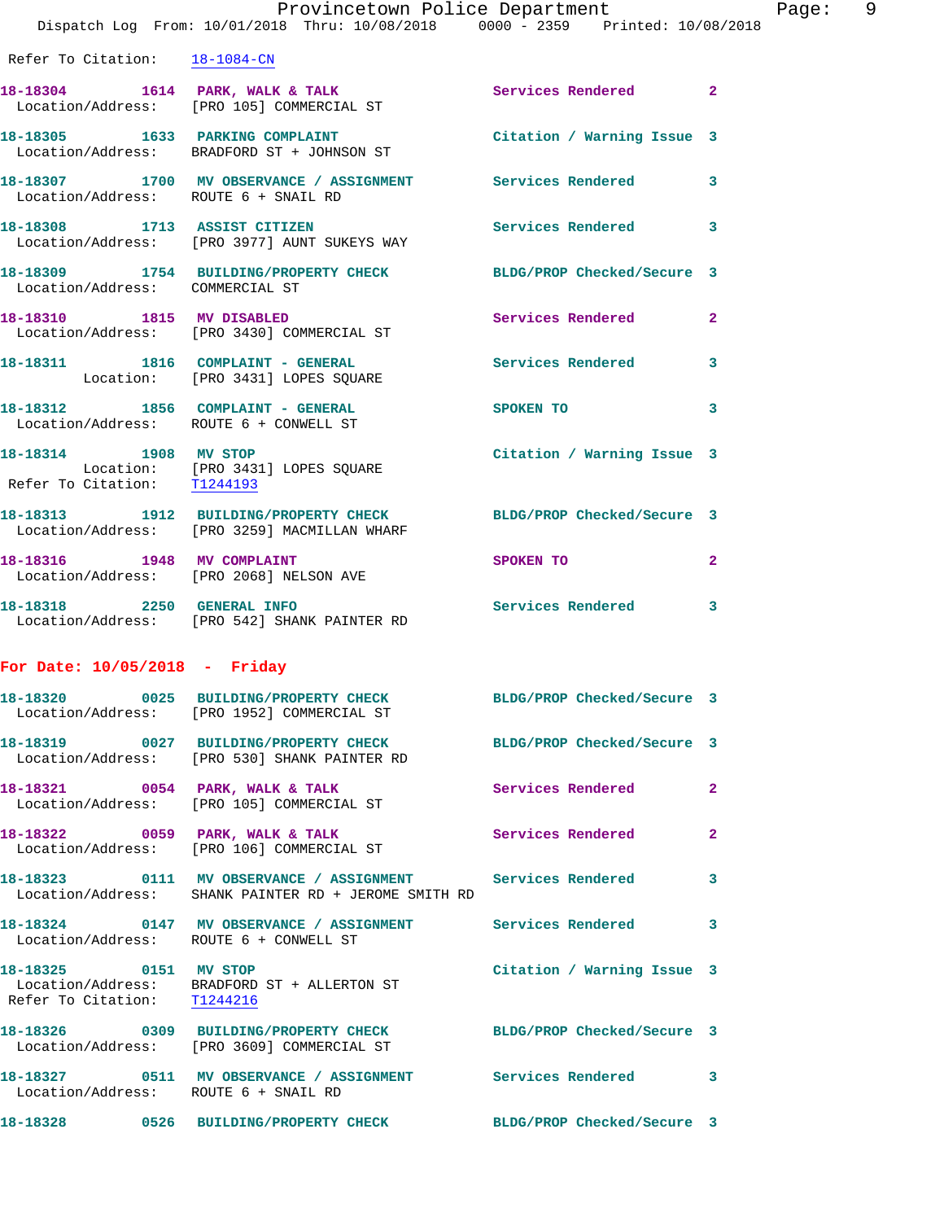Refer To Citation: 18-1084-CN

**18-18304** 1614 **PARK, WALK & TALK** Services Rendered 2
Location/Address: [PRO 105] COMMERCIAL ST

**18-18305** 1633 **PARKING COMPLAINT** Citation / Warning Issue 3
Location/Address: BRADFORD ST + JOHNSON ST

**18-18307** 1700 **MV OBSERVANCE / ASSIGNMENT** Services Rendered 3
Location/Address: ROUTE 6 + SNAIL RD

**18-18308** 1713 **ASSIST CITIZEN** Services Rendered 3
Location/Address: [PRO 3977] AUNT SUKEYS WAY

**18-18309** 1754 **BUILDING/PROPERTY CHECK** BLDG/PROP Checked/Secure 3
Location/Address: COMMERCIAL ST

**18-18310** 1815 **MV DISABLED** Services Rendered 2
Location/Address: [PRO 3430] COMMERCIAL ST

**18-18311** 1816 **COMPLAINT - GENERAL** Services Rendered 3
Location: [PRO 3431] LOPES SQUARE

**18-18312** 1856 **COMPLAINT - GENERAL** SPOKEN TO 3
Location/Address: ROUTE 6 + CONWELL ST

**18-18314** 1908 **MV STOP** Citation / Warning Issue 3
Location: [PRO 3431] LOPES SQUARE
Refer To Citation: T1244193

**18-18313** 1912 **BUILDING/PROPERTY CHECK** BLDG/PROP Checked/Secure 3
Location/Address: [PRO 3259] MACMILLAN WHARF

**18-18316** 1948 **MV COMPLAINT** SPOKEN TO 2
Location/Address: [PRO 2068] NELSON AVE

**18-18318** 2250 **GENERAL INFO** Services Rendered 3
Location/Address: [PRO 542] SHANK PAINTER RD

## For Date: 10/05/2018 - Friday

**18-18320** 0025 **BUILDING/PROPERTY CHECK** BLDG/PROP Checked/Secure 3
Location/Address: [PRO 1952] COMMERCIAL ST

**18-18319** 0027 **BUILDING/PROPERTY CHECK** BLDG/PROP Checked/Secure 3
Location/Address: [PRO 530] SHANK PAINTER RD

**18-18321** 0054 **PARK, WALK & TALK** Services Rendered 2
Location/Address: [PRO 105] COMMERCIAL ST

**18-18322** 0059 **PARK, WALK & TALK** Services Rendered 2
Location/Address: [PRO 106] COMMERCIAL ST

**18-18323** 0111 **MV OBSERVANCE / ASSIGNMENT** Services Rendered 3
Location/Address: SHANK PAINTER RD + JEROME SMITH RD

**18-18324** 0147 **MV OBSERVANCE / ASSIGNMENT** Services Rendered 3
Location/Address: ROUTE 6 + CONWELL ST

**18-18325** 0151 **MV STOP** Citation / Warning Issue 3
Location/Address: BRADFORD ST + ALLERTON ST
Refer To Citation: T1244216

**18-18326** 0309 **BUILDING/PROPERTY CHECK** BLDG/PROP Checked/Secure 3
Location/Address: [PRO 3609] COMMERCIAL ST

**18-18327** 0511 **MV OBSERVANCE / ASSIGNMENT** Services Rendered 3
Location/Address: ROUTE 6 + SNAIL RD

**18-18328** 0526 **BUILDING/PROPERTY CHECK** BLDG/PROP Checked/Secure 3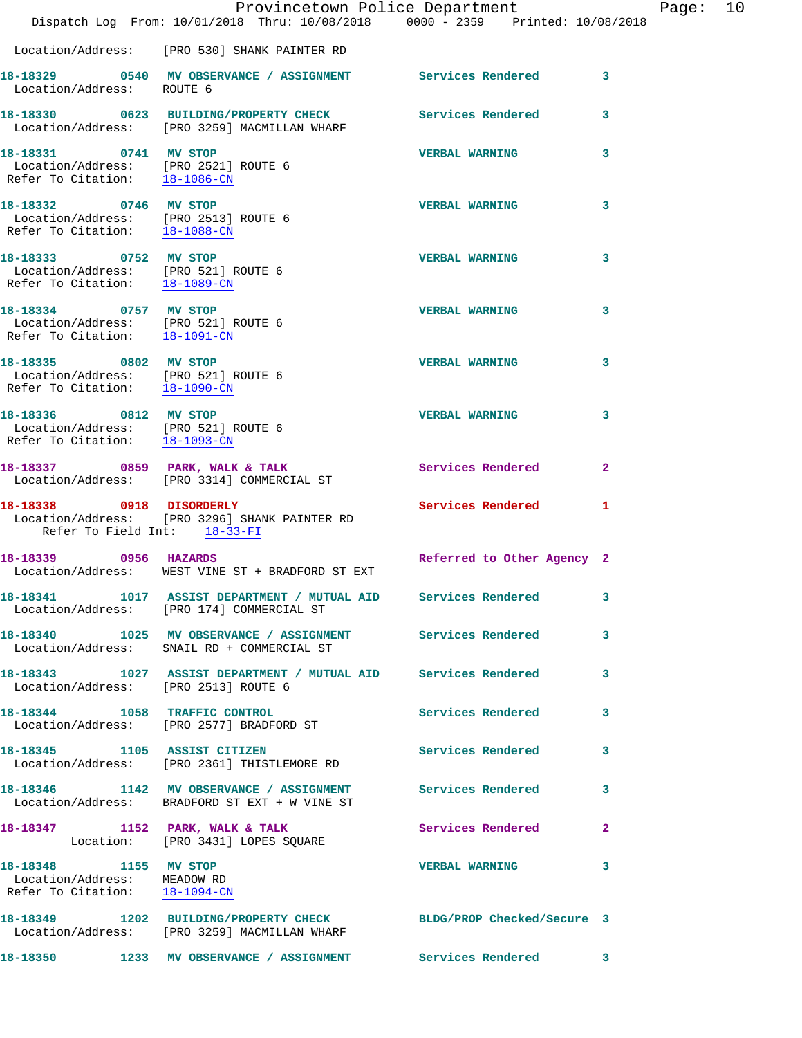Location/Address: [PRO 530] SHANK PAINTER RD

**18-18329** 0540 **MV OBSERVANCE / ASSIGNMENT** Services Rendered 3
Location/Address: ROUTE 6

**18-18330** 0623 **BUILDING/PROPERTY CHECK** Services Rendered 3
Location/Address: [PRO 3259] MACMILLAN WHARF

**18-18331** 0741 **MV STOP** VERBAL WARNING 3
Location/Address: [PRO 2521] ROUTE 6
Refer To Citation: 18-1086-CN

**18-18332** 0746 **MV STOP** VERBAL WARNING 3
Location/Address: [PRO 2513] ROUTE 6
Refer To Citation: 18-1088-CN

**18-18333** 0752 **MV STOP** VERBAL WARNING 3
Location/Address: [PRO 521] ROUTE 6
Refer To Citation: 18-1089-CN

**18-18334** 0757 **MV STOP** VERBAL WARNING 3
Location/Address: [PRO 521] ROUTE 6
Refer To Citation: 18-1091-CN

**18-18335** 0802 **MV STOP** VERBAL WARNING 3
Location/Address: [PRO 521] ROUTE 6
Refer To Citation: 18-1090-CN

**18-18336** 0812 **MV STOP** VERBAL WARNING 3
Location/Address: [PRO 521] ROUTE 6
Refer To Citation: 18-1093-CN

**18-18337** 0859 **PARK, WALK & TALK** Services Rendered 2
Location/Address: [PRO 3314] COMMERCIAL ST

**18-18338** 0918 **DISORDERLY** Services Rendered 1
Location/Address: [PRO 3296] SHANK PAINTER RD
Refer To Field Int: 18-33-FI

**18-18339** 0956 **HAZARDS** Referred to Other Agency 2
Location/Address: WEST VINE ST + BRADFORD ST EXT

**18-18341** 1017 **ASSIST DEPARTMENT / MUTUAL AID** Services Rendered 3
Location/Address: [PRO 174] COMMERCIAL ST

**18-18340** 1025 **MV OBSERVANCE / ASSIGNMENT** Services Rendered 3
Location/Address: SNAIL RD + COMMERCIAL ST

**18-18343** 1027 **ASSIST DEPARTMENT / MUTUAL AID** Services Rendered 3
Location/Address: [PRO 2513] ROUTE 6

**18-18344** 1058 **TRAFFIC CONTROL** Services Rendered 3
Location/Address: [PRO 2577] BRADFORD ST

**18-18345** 1105 **ASSIST CITIZEN** Services Rendered 3
Location/Address: [PRO 2361] THISTLEMORE RD

**18-18346** 1142 **MV OBSERVANCE / ASSIGNMENT** Services Rendered 3
Location/Address: BRADFORD ST EXT + W VINE ST

**18-18347** 1152 **PARK, WALK & TALK** Services Rendered 2
Location: [PRO 3431] LOPES SQUARE

**18-18348** 1155 **MV STOP** VERBAL WARNING 3
Location/Address: MEADOW RD
Refer To Citation: 18-1094-CN

**18-18349** 1202 **BUILDING/PROPERTY CHECK** BLDG/PROP Checked/Secure 3
Location/Address: [PRO 3259] MACMILLAN WHARF

**18-18350** 1233 **MV OBSERVANCE / ASSIGNMENT** Services Rendered 3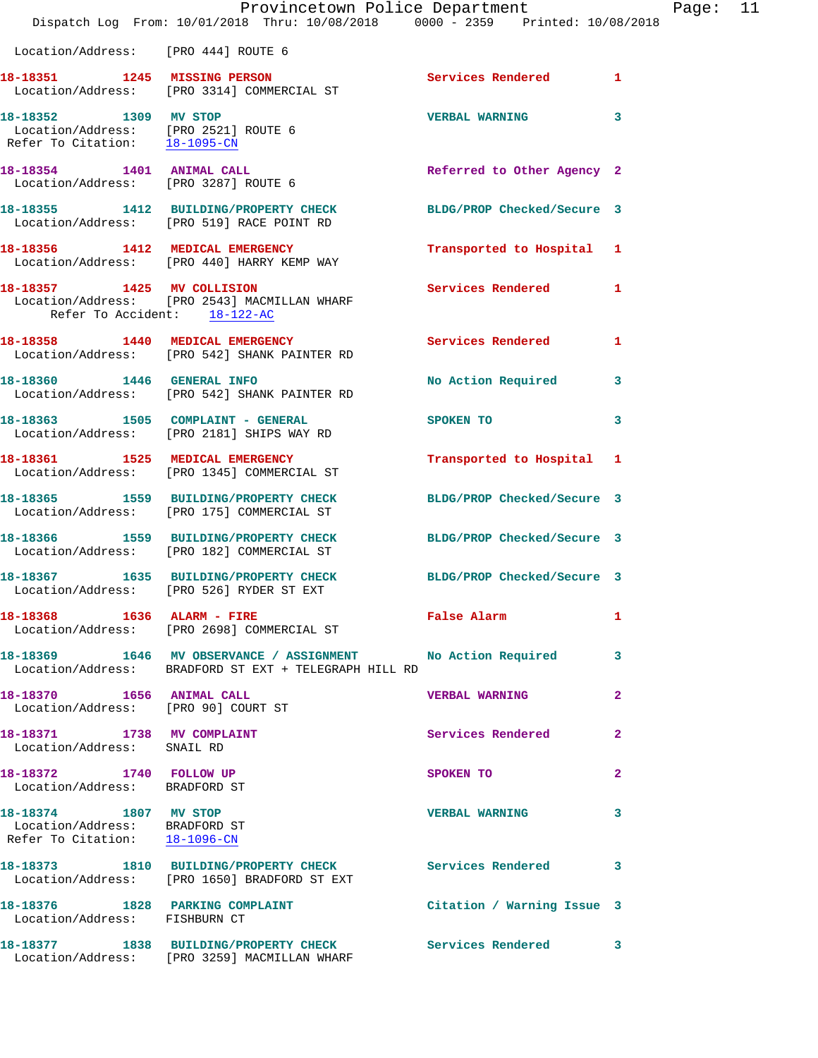Location/Address: [PRO 444] ROUTE 6

**18-18351** 1245 **MISSING PERSON** Services Rendered 1
Location/Address: [PRO 3314] COMMERCIAL ST

**18-18352** 1309 **MV STOP** VERBAL WARNING 3
Location/Address: [PRO 2521] ROUTE 6
Refer To Citation: 18-1095-CN

**18-18354** 1401 **ANIMAL CALL** Referred to Other Agency 2
Location/Address: [PRO 3287] ROUTE 6

**18-18355** 1412 **BUILDING/PROPERTY CHECK** BLDG/PROP Checked/Secure 3
Location/Address: [PRO 519] RACE POINT RD

**18-18356** 1412 **MEDICAL EMERGENCY** Transported to Hospital 1
Location/Address: [PRO 440] HARRY KEMP WAY

**18-18357** 1425 **MV COLLISION** Services Rendered 1
Location/Address: [PRO 2543] MACMILLAN WHARF
Refer To Accident: 18-122-AC

**18-18358** 1440 **MEDICAL EMERGENCY** Services Rendered 1
Location/Address: [PRO 542] SHANK PAINTER RD

**18-18360** 1446 **GENERAL INFO** No Action Required 3
Location/Address: [PRO 542] SHANK PAINTER RD

**18-18363** 1505 **COMPLAINT - GENERAL** SPOKEN TO 3
Location/Address: [PRO 2181] SHIPS WAY RD

**18-18361** 1525 **MEDICAL EMERGENCY** Transported to Hospital 1
Location/Address: [PRO 1345] COMMERCIAL ST

**18-18365** 1559 **BUILDING/PROPERTY CHECK** BLDG/PROP Checked/Secure 3
Location/Address: [PRO 175] COMMERCIAL ST

**18-18366** 1559 **BUILDING/PROPERTY CHECK** BLDG/PROP Checked/Secure 3
Location/Address: [PRO 182] COMMERCIAL ST

**18-18367** 1635 **BUILDING/PROPERTY CHECK** BLDG/PROP Checked/Secure 3
Location/Address: [PRO 526] RYDER ST EXT

**18-18368** 1636 **ALARM - FIRE** False Alarm 1
Location/Address: [PRO 2698] COMMERCIAL ST

**18-18369** 1646 **MV OBSERVANCE / ASSIGNMENT** No Action Required 3
Location/Address: BRADFORD ST EXT + TELEGRAPH HILL RD

**18-18370** 1656 **ANIMAL CALL** VERBAL WARNING 2
Location/Address: [PRO 90] COURT ST

**18-18371** 1738 **MV COMPLAINT** Services Rendered 2
Location/Address: SNAIL RD

**18-18372** 1740 **FOLLOW UP** SPOKEN TO 2
Location/Address: BRADFORD ST

**18-18374** 1807 **MV STOP** VERBAL WARNING 3
Location/Address: BRADFORD ST
Refer To Citation: 18-1096-CN

**18-18373** 1810 **BUILDING/PROPERTY CHECK** Services Rendered 3
Location/Address: [PRO 1650] BRADFORD ST EXT

**18-18376** 1828 **PARKING COMPLAINT** Citation / Warning Issue 3
Location/Address: FISHBURN CT

**18-18377** 1838 **BUILDING/PROPERTY CHECK** Services Rendered 3
Location/Address: [PRO 3259] MACMILLAN WHARF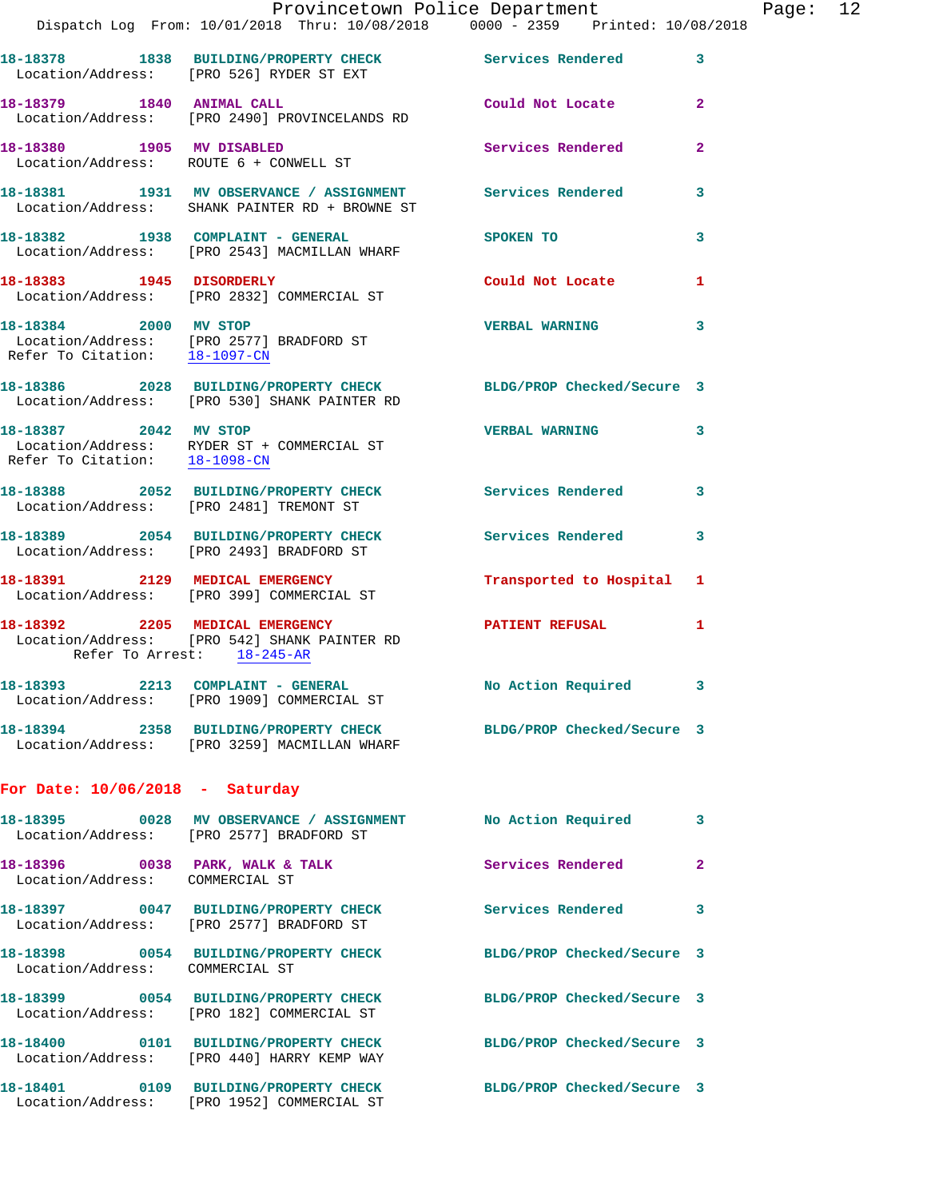18-18378 1838 BUILDING/PROPERTY CHECK Services Rendered 3
 Location/Address: [PRO 526] RYDER ST EXT

18-18379 1840 ANIMAL CALL Could Not Locate 2
 Location/Address: [PRO 2490] PROVINCELANDS RD

18-18380 1905 MV DISABLED Services Rendered 2
 Location/Address: ROUTE 6 + CONWELL ST

18-18381 1931 MV OBSERVANCE / ASSIGNMENT Services Rendered 3
 Location/Address: SHANK PAINTER RD + BROWNE ST

18-18382 1938 COMPLAINT - GENERAL SPOKEN TO 3
 Location/Address: [PRO 2543] MACMILLAN WHARF

18-18383 1945 DISORDERLY Could Not Locate 1
 Location/Address: [PRO 2832] COMMERCIAL ST

18-18384 2000 MV STOP VERBAL WARNING 3
 Location/Address: [PRO 2577] BRADFORD ST
 Refer To Citation: 18-1097-CN

18-18386 2028 BUILDING/PROPERTY CHECK BLDG/PROP Checked/Secure 3
 Location/Address: [PRO 530] SHANK PAINTER RD

18-18387 2042 MV STOP VERBAL WARNING 3
 Location/Address: RYDER ST + COMMERCIAL ST
 Refer To Citation: 18-1098-CN

18-18388 2052 BUILDING/PROPERTY CHECK Services Rendered 3
 Location/Address: [PRO 2481] TREMONT ST

18-18389 2054 BUILDING/PROPERTY CHECK Services Rendered 3
 Location/Address: [PRO 2493] BRADFORD ST

18-18391 2129 MEDICAL EMERGENCY Transported to Hospital 1
 Location/Address: [PRO 399] COMMERCIAL ST

18-18392 2205 MEDICAL EMERGENCY PATIENT REFUSAL 1
 Location/Address: [PRO 542] SHANK PAINTER RD
 Refer To Arrest: 18-245-AR

18-18393 2213 COMPLAINT - GENERAL No Action Required 3
 Location/Address: [PRO 1909] COMMERCIAL ST

18-18394 2358 BUILDING/PROPERTY CHECK BLDG/PROP Checked/Secure 3
 Location/Address: [PRO 3259] MACMILLAN WHARF

**For Date: 10/06/2018 - Saturday**

18-18395 0028 MV OBSERVANCE / ASSIGNMENT No Action Required 3
 Location/Address: [PRO 2577] BRADFORD ST

18-18396 0038 PARK, WALK & TALK Services Rendered 2
 Location/Address: COMMERCIAL ST

18-18397 0047 BUILDING/PROPERTY CHECK Services Rendered 3
 Location/Address: [PRO 2577] BRADFORD ST

18-18398 0054 BUILDING/PROPERTY CHECK BLDG/PROP Checked/Secure 3
 Location/Address: COMMERCIAL ST

18-18399 0054 BUILDING/PROPERTY CHECK BLDG/PROP Checked/Secure 3
 Location/Address: [PRO 182] COMMERCIAL ST

18-18400 0101 BUILDING/PROPERTY CHECK BLDG/PROP Checked/Secure 3
 Location/Address: [PRO 440] HARRY KEMP WAY

18-18401 0109 BUILDING/PROPERTY CHECK BLDG/PROP Checked/Secure 3
 Location/Address: [PRO 1952] COMMERCIAL ST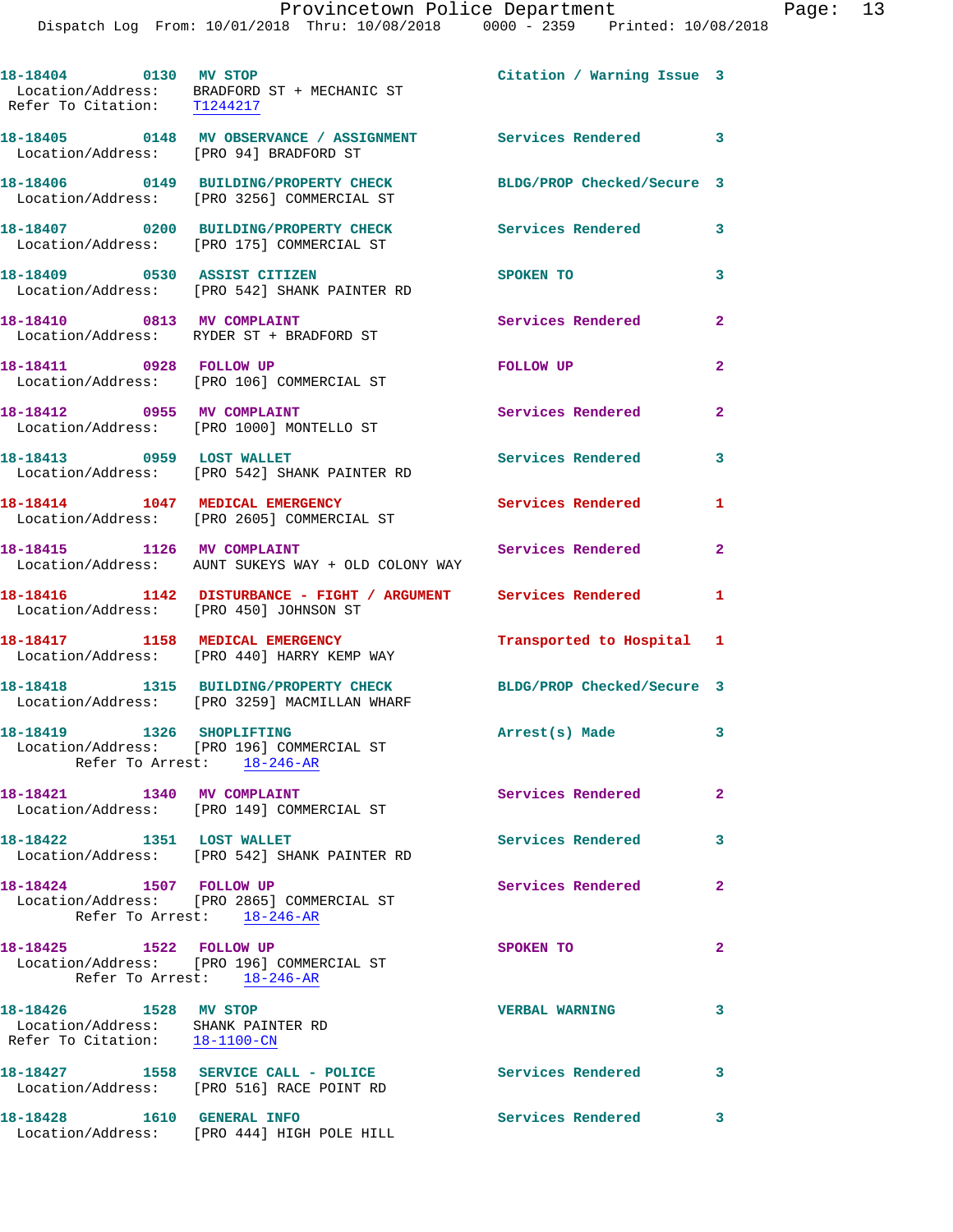18-18404 0130 MV STOP Citation / Warning Issue 3
Location/Address: BRADFORD ST + MECHANIC ST
Refer To Citation: T1244217

18-18405 0148 MV OBSERVANCE / ASSIGNMENT Services Rendered 3
Location/Address: [PRO 94] BRADFORD ST

18-18406 0149 BUILDING/PROPERTY CHECK BLDG/PROP Checked/Secure 3
Location/Address: [PRO 3256] COMMERCIAL ST

18-18407 0200 BUILDING/PROPERTY CHECK Services Rendered 3
Location/Address: [PRO 175] COMMERCIAL ST

18-18409 0530 ASSIST CITIZEN SPOKEN TO 3
Location/Address: [PRO 542] SHANK PAINTER RD

18-18410 0813 MV COMPLAINT Services Rendered 2
Location/Address: RYDER ST + BRADFORD ST

18-18411 0928 FOLLOW UP FOLLOW UP 2
Location/Address: [PRO 106] COMMERCIAL ST

18-18412 0955 MV COMPLAINT Services Rendered 2
Location/Address: [PRO 1000] MONTELLO ST

18-18413 0959 LOST WALLET Services Rendered 3
Location/Address: [PRO 542] SHANK PAINTER RD

18-18414 1047 MEDICAL EMERGENCY Services Rendered 1
Location/Address: [PRO 2605] COMMERCIAL ST

18-18415 1126 MV COMPLAINT Services Rendered 2
Location/Address: AUNT SUKEYS WAY + OLD COLONY WAY

18-18416 1142 DISTURBANCE - FIGHT / ARGUMENT Services Rendered 1
Location/Address: [PRO 450] JOHNSON ST

18-18417 1158 MEDICAL EMERGENCY Transported to Hospital 1
Location/Address: [PRO 440] HARRY KEMP WAY

18-18418 1315 BUILDING/PROPERTY CHECK BLDG/PROP Checked/Secure 3
Location/Address: [PRO 3259] MACMILLAN WHARF

18-18419 1326 SHOPLIFTING Arrest(s) Made 3
Location/Address: [PRO 196] COMMERCIAL ST
Refer To Arrest: 18-246-AR

18-18421 1340 MV COMPLAINT Services Rendered 2
Location/Address: [PRO 149] COMMERCIAL ST

18-18422 1351 LOST WALLET Services Rendered 3
Location/Address: [PRO 542] SHANK PAINTER RD

18-18424 1507 FOLLOW UP Services Rendered 2
Location/Address: [PRO 2865] COMMERCIAL ST
Refer To Arrest: 18-246-AR

18-18425 1522 FOLLOW UP SPOKEN TO 2
Location/Address: [PRO 196] COMMERCIAL ST
Refer To Arrest: 18-246-AR

18-18426 1528 MV STOP VERBAL WARNING 3
Location/Address: SHANK PAINTER RD
Refer To Citation: 18-1100-CN

18-18427 1558 SERVICE CALL - POLICE Services Rendered 3
Location/Address: [PRO 516] RACE POINT RD

18-18428 1610 GENERAL INFO Services Rendered 3
Location/Address: [PRO 444] HIGH POLE HILL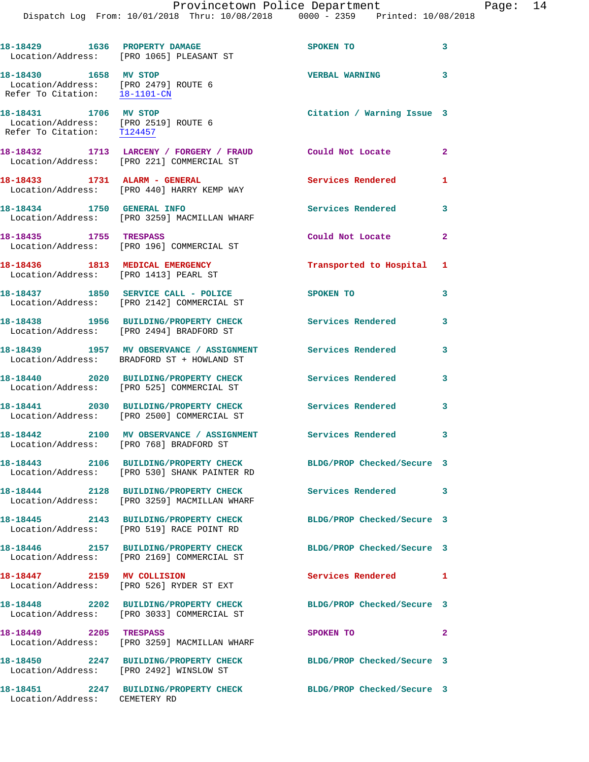18-18429 1636 PROPERTY DAMAGE SPOKEN TO 3
Location/Address: [PRO 1065] PLEASANT ST

18-18430 1658 MV STOP VERBAL WARNING 3
Location/Address: [PRO 2479] ROUTE 6
Refer To Citation: 18-1101-CN

18-18431 1706 MV STOP Citation / Warning Issue 3
Location/Address: [PRO 2519] ROUTE 6
Refer To Citation: T124457

18-18432 1713 LARCENY / FORGERY / FRAUD Could Not Locate 2
Location/Address: [PRO 221] COMMERCIAL ST

18-18433 1731 ALARM - GENERAL Services Rendered 1
Location/Address: [PRO 440] HARRY KEMP WAY

18-18434 1750 GENERAL INFO Services Rendered 3
Location/Address: [PRO 3259] MACMILLAN WHARF

18-18435 1755 TRESPASS Could Not Locate 2
Location/Address: [PRO 196] COMMERCIAL ST

18-18436 1813 MEDICAL EMERGENCY Transported to Hospital 1
Location/Address: [PRO 1413] PEARL ST

18-18437 1850 SERVICE CALL - POLICE SPOKEN TO 3
Location/Address: [PRO 2142] COMMERCIAL ST

18-18438 1956 BUILDING/PROPERTY CHECK Services Rendered 3
Location/Address: [PRO 2494] BRADFORD ST

18-18439 1957 MV OBSERVANCE / ASSIGNMENT Services Rendered 3
Location/Address: BRADFORD ST + HOWLAND ST

18-18440 2020 BUILDING/PROPERTY CHECK Services Rendered 3
Location/Address: [PRO 525] COMMERCIAL ST

18-18441 2030 BUILDING/PROPERTY CHECK Services Rendered 3
Location/Address: [PRO 2500] COMMERCIAL ST

18-18442 2100 MV OBSERVANCE / ASSIGNMENT Services Rendered 3
Location/Address: [PRO 768] BRADFORD ST

18-18443 2106 BUILDING/PROPERTY CHECK BLDG/PROP Checked/Secure 3
Location/Address: [PRO 530] SHANK PAINTER RD

18-18444 2128 BUILDING/PROPERTY CHECK Services Rendered 3
Location/Address: [PRO 3259] MACMILLAN WHARF

18-18445 2143 BUILDING/PROPERTY CHECK BLDG/PROP Checked/Secure 3
Location/Address: [PRO 519] RACE POINT RD

18-18446 2157 BUILDING/PROPERTY CHECK BLDG/PROP Checked/Secure 3
Location/Address: [PRO 2169] COMMERCIAL ST

18-18447 2159 MV COLLISION Services Rendered 1
Location/Address: [PRO 526] RYDER ST EXT

18-18448 2202 BUILDING/PROPERTY CHECK BLDG/PROP Checked/Secure 3
Location/Address: [PRO 3033] COMMERCIAL ST

18-18449 2205 TRESPASS SPOKEN TO 2
Location/Address: [PRO 3259] MACMILLAN WHARF

18-18450 2247 BUILDING/PROPERTY CHECK BLDG/PROP Checked/Secure 3
Location/Address: [PRO 2492] WINSLOW ST

18-18451 2247 BUILDING/PROPERTY CHECK BLDG/PROP Checked/Secure 3
Location/Address: CEMETERY RD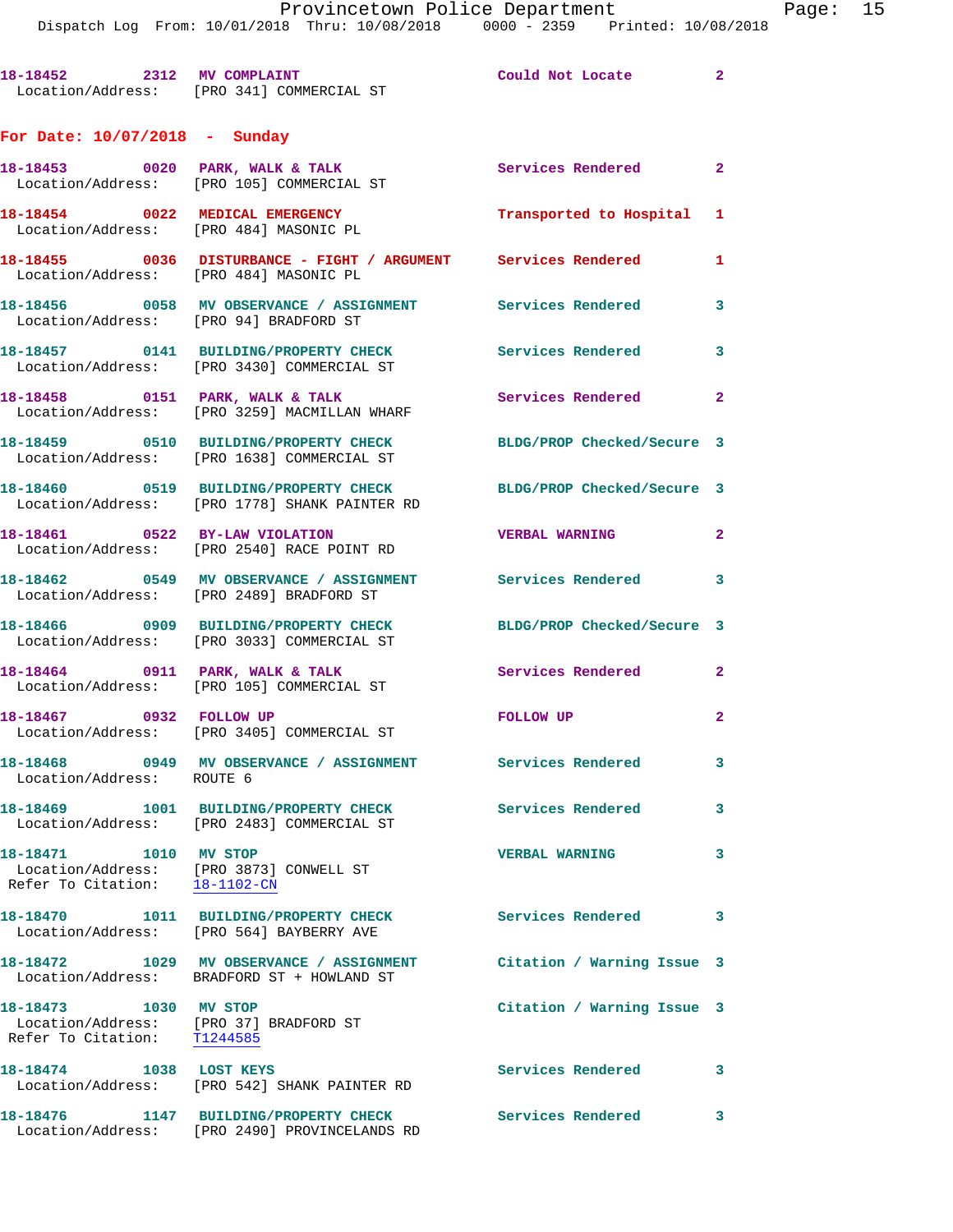18-18452 2312 MV COMPLAINT Could Not Locate 2
Location/Address: [PRO 341] COMMERCIAL ST

## For Date: 10/07/2018 - Sunday

18-18453 0020 PARK, WALK & TALK Services Rendered 2
Location/Address: [PRO 105] COMMERCIAL ST

18-18454 0022 MEDICAL EMERGENCY Transported to Hospital 1
Location/Address: [PRO 484] MASONIC PL

18-18455 0036 DISTURBANCE - FIGHT / ARGUMENT Services Rendered 1
Location/Address: [PRO 484] MASONIC PL

18-18456 0058 MV OBSERVANCE / ASSIGNMENT Services Rendered 3
Location/Address: [PRO 94] BRADFORD ST

18-18457 0141 BUILDING/PROPERTY CHECK Services Rendered 3
Location/Address: [PRO 3430] COMMERCIAL ST

18-18458 0151 PARK, WALK & TALK Services Rendered 2
Location/Address: [PRO 3259] MACMILLAN WHARF

18-18459 0510 BUILDING/PROPERTY CHECK BLDG/PROP Checked/Secure 3
Location/Address: [PRO 1638] COMMERCIAL ST

18-18460 0519 BUILDING/PROPERTY CHECK BLDG/PROP Checked/Secure 3
Location/Address: [PRO 1778] SHANK PAINTER RD

18-18461 0522 BY-LAW VIOLATION VERBAL WARNING 2
Location/Address: [PRO 2540] RACE POINT RD

18-18462 0549 MV OBSERVANCE / ASSIGNMENT Services Rendered 3
Location/Address: [PRO 2489] BRADFORD ST

18-18466 0909 BUILDING/PROPERTY CHECK BLDG/PROP Checked/Secure 3
Location/Address: [PRO 3033] COMMERCIAL ST

18-18464 0911 PARK, WALK & TALK Services Rendered 2
Location/Address: [PRO 105] COMMERCIAL ST

18-18467 0932 FOLLOW UP FOLLOW UP 2
Location/Address: [PRO 3405] COMMERCIAL ST

18-18468 0949 MV OBSERVANCE / ASSIGNMENT Services Rendered 3
Location/Address: ROUTE 6

18-18469 1001 BUILDING/PROPERTY CHECK Services Rendered 3
Location/Address: [PRO 2483] COMMERCIAL ST

18-18471 1010 MV STOP VERBAL WARNING 3
Location/Address: [PRO 3873] CONWELL ST
Refer To Citation: 18-1102-CN

18-18470 1011 BUILDING/PROPERTY CHECK Services Rendered 3
Location/Address: [PRO 564] BAYBERRY AVE

18-18472 1029 MV OBSERVANCE / ASSIGNMENT Citation / Warning Issue 3
Location/Address: BRADFORD ST + HOWLAND ST

18-18473 1030 MV STOP Citation / Warning Issue 3
Location/Address: [PRO 37] BRADFORD ST
Refer To Citation: T1244585

18-18474 1038 LOST KEYS Services Rendered 3
Location/Address: [PRO 542] SHANK PAINTER RD

18-18476 1147 BUILDING/PROPERTY CHECK Services Rendered 3
Location/Address: [PRO 2490] PROVINCELANDS RD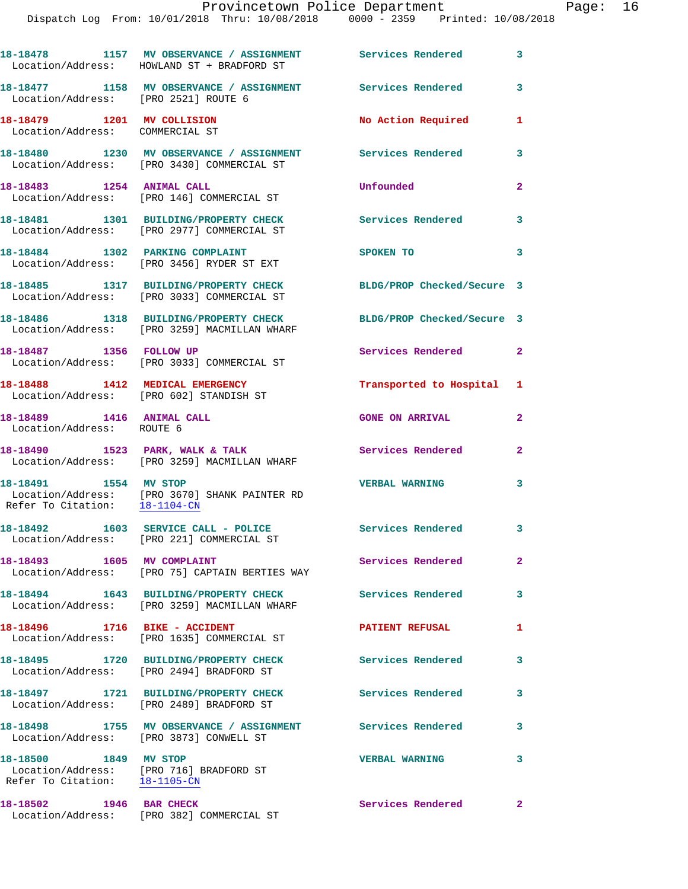| Call Number | Time | Call Reason | Action | Priority |
|---|---|---|---|---|
| 18-18478 | 1157 | MV OBSERVANCE / ASSIGNMENT | Services Rendered | 3 |
| Location/Address: HOWLAND ST + BRADFORD ST | | | | |
| 18-18477 | 1158 | MV OBSERVANCE / ASSIGNMENT | Services Rendered | 3 |
| Location/Address: [PRO 2521] ROUTE 6 | | | | |
| 18-18479 | 1201 | MV COLLISION | No Action Required | 1 |
| Location/Address: COMMERCIAL ST | | | | |
| 18-18480 | 1230 | MV OBSERVANCE / ASSIGNMENT | Services Rendered | 3 |
| Location/Address: [PRO 3430] COMMERCIAL ST | | | | |
| 18-18483 | 1254 | ANIMAL CALL | Unfounded | 2 |
| Location/Address: [PRO 146] COMMERCIAL ST | | | | |
| 18-18481 | 1301 | BUILDING/PROPERTY CHECK | Services Rendered | 3 |
| Location/Address: [PRO 2977] COMMERCIAL ST | | | | |
| 18-18484 | 1302 | PARKING COMPLAINT | SPOKEN TO | 3 |
| Location/Address: [PRO 3456] RYDER ST EXT | | | | |
| 18-18485 | 1317 | BUILDING/PROPERTY CHECK | BLDG/PROP Checked/Secure | 3 |
| Location/Address: [PRO 3033] COMMERCIAL ST | | | | |
| 18-18486 | 1318 | BUILDING/PROPERTY CHECK | BLDG/PROP Checked/Secure | 3 |
| Location/Address: [PRO 3259] MACMILLAN WHARF | | | | |
| 18-18487 | 1356 | FOLLOW UP | Services Rendered | 2 |
| Location/Address: [PRO 3033] COMMERCIAL ST | | | | |
| 18-18488 | 1412 | MEDICAL EMERGENCY | Transported to Hospital | 1 |
| Location/Address: [PRO 602] STANDISH ST | | | | |
| 18-18489 | 1416 | ANIMAL CALL | GONE ON ARRIVAL | 2 |
| Location/Address: ROUTE 6 | | | | |
| 18-18490 | 1523 | PARK, WALK & TALK | Services Rendered | 2 |
| Location/Address: [PRO 3259] MACMILLAN WHARF | | | | |
| 18-18491 | 1554 | MV STOP | VERBAL WARNING | 3 |
| Location/Address: [PRO 3670] SHANK PAINTER RD | | | | |
| Refer To Citation: 18-1104-CN | | | | |
| 18-18492 | 1603 | SERVICE CALL - POLICE | Services Rendered | 3 |
| Location/Address: [PRO 221] COMMERCIAL ST | | | | |
| 18-18493 | 1605 | MV COMPLAINT | Services Rendered | 2 |
| Location/Address: [PRO 75] CAPTAIN BERTIES WAY | | | | |
| 18-18494 | 1643 | BUILDING/PROPERTY CHECK | Services Rendered | 3 |
| Location/Address: [PRO 3259] MACMILLAN WHARF | | | | |
| 18-18496 | 1716 | BIKE - ACCIDENT | PATIENT REFUSAL | 1 |
| Location/Address: [PRO 1635] COMMERCIAL ST | | | | |
| 18-18495 | 1720 | BUILDING/PROPERTY CHECK | Services Rendered | 3 |
| Location/Address: [PRO 2494] BRADFORD ST | | | | |
| 18-18497 | 1721 | BUILDING/PROPERTY CHECK | Services Rendered | 3 |
| Location/Address: [PRO 2489] BRADFORD ST | | | | |
| 18-18498 | 1755 | MV OBSERVANCE / ASSIGNMENT | Services Rendered | 3 |
| Location/Address: [PRO 3873] CONWELL ST | | | | |
| 18-18500 | 1849 | MV STOP | VERBAL WARNING | 3 |
| Location/Address: [PRO 716] BRADFORD ST | | | | |
| Refer To Citation: 18-1105-CN | | | | |
| 18-18502 | 1946 | BAR CHECK | Services Rendered | 2 |
| Location/Address: [PRO 382] COMMERCIAL ST | | | | |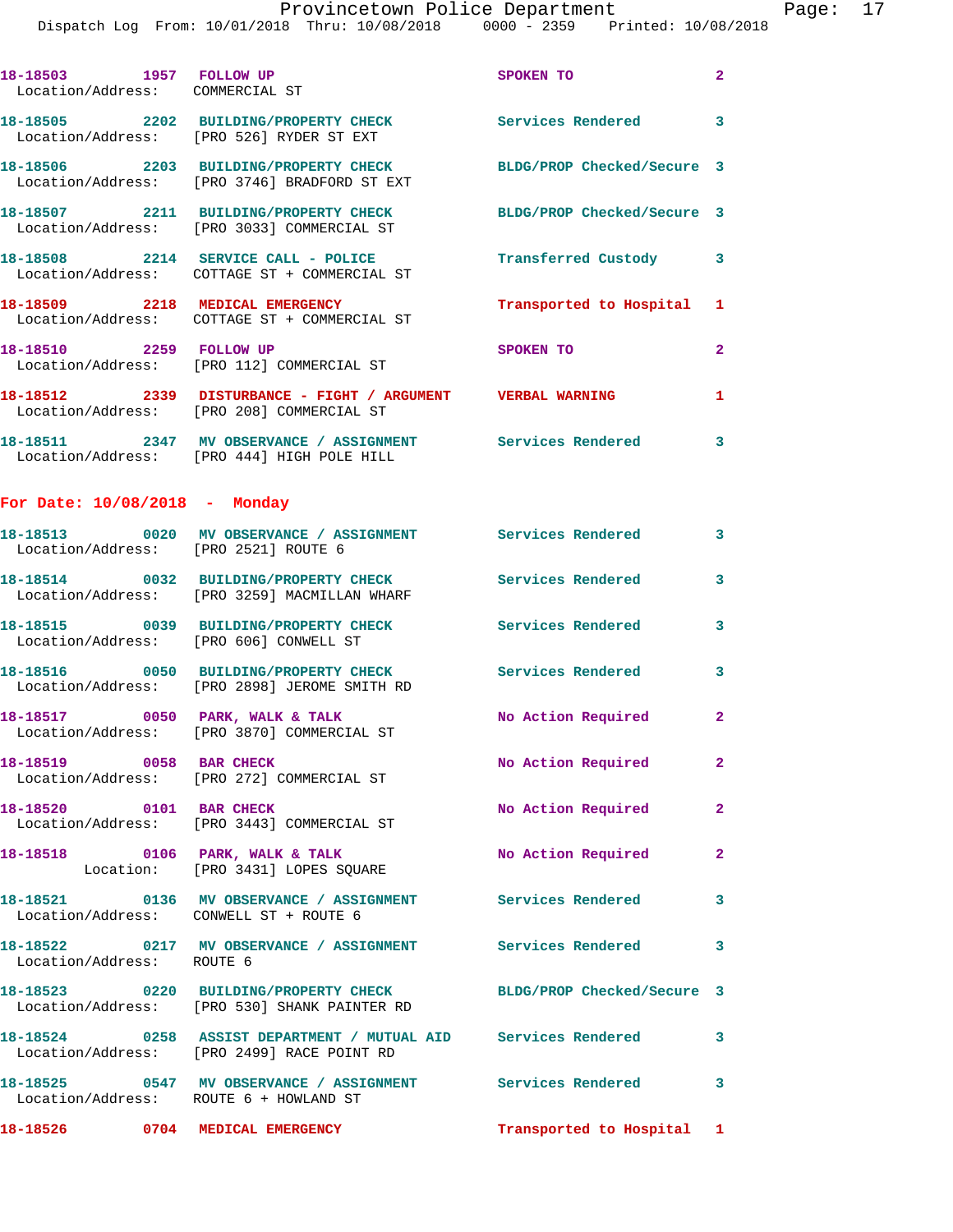18-18503 1957 FOLLOW UP SPOKEN TO 2
Location/Address: COMMERCIAL ST

18-18505 2202 BUILDING/PROPERTY CHECK Services Rendered 3
Location/Address: [PRO 526] RYDER ST EXT

18-18506 2203 BUILDING/PROPERTY CHECK BLDG/PROP Checked/Secure 3
Location/Address: [PRO 3746] BRADFORD ST EXT

18-18507 2211 BUILDING/PROPERTY CHECK BLDG/PROP Checked/Secure 3
Location/Address: [PRO 3033] COMMERCIAL ST

18-18508 2214 SERVICE CALL - POLICE Transferred Custody 3
Location/Address: COTTAGE ST + COMMERCIAL ST

18-18509 2218 MEDICAL EMERGENCY Transported to Hospital 1
Location/Address: COTTAGE ST + COMMERCIAL ST

18-18510 2259 FOLLOW UP SPOKEN TO 2
Location/Address: [PRO 112] COMMERCIAL ST

18-18512 2339 DISTURBANCE - FIGHT / ARGUMENT VERBAL WARNING 1
Location/Address: [PRO 208] COMMERCIAL ST

18-18511 2347 MV OBSERVANCE / ASSIGNMENT Services Rendered 3
Location/Address: [PRO 444] HIGH POLE HILL

## For Date: 10/08/2018 - Monday

18-18513 0020 MV OBSERVANCE / ASSIGNMENT Services Rendered 3
Location/Address: [PRO 2521] ROUTE 6

18-18514 0032 BUILDING/PROPERTY CHECK Services Rendered 3
Location/Address: [PRO 3259] MACMILLAN WHARF

18-18515 0039 BUILDING/PROPERTY CHECK Services Rendered 3
Location/Address: [PRO 606] CONWELL ST

18-18516 0050 BUILDING/PROPERTY CHECK Services Rendered 3
Location/Address: [PRO 2898] JEROME SMITH RD

18-18517 0050 PARK, WALK & TALK No Action Required 2
Location/Address: [PRO 3870] COMMERCIAL ST

18-18519 0058 BAR CHECK No Action Required 2
Location/Address: [PRO 272] COMMERCIAL ST

18-18520 0101 BAR CHECK No Action Required 2
Location/Address: [PRO 3443] COMMERCIAL ST

18-18518 0106 PARK, WALK & TALK No Action Required 2
Location: [PRO 3431] LOPES SQUARE

18-18521 0136 MV OBSERVANCE / ASSIGNMENT Services Rendered 3
Location/Address: CONWELL ST + ROUTE 6

18-18522 0217 MV OBSERVANCE / ASSIGNMENT Services Rendered 3
Location/Address: ROUTE 6

18-18523 0220 BUILDING/PROPERTY CHECK BLDG/PROP Checked/Secure 3
Location/Address: [PRO 530] SHANK PAINTER RD

18-18524 0258 ASSIST DEPARTMENT / MUTUAL AID Services Rendered 3
Location/Address: [PRO 2499] RACE POINT RD

18-18525 0547 MV OBSERVANCE / ASSIGNMENT Services Rendered 3
Location/Address: ROUTE 6 + HOWLAND ST

18-18526 0704 MEDICAL EMERGENCY Transported to Hospital 1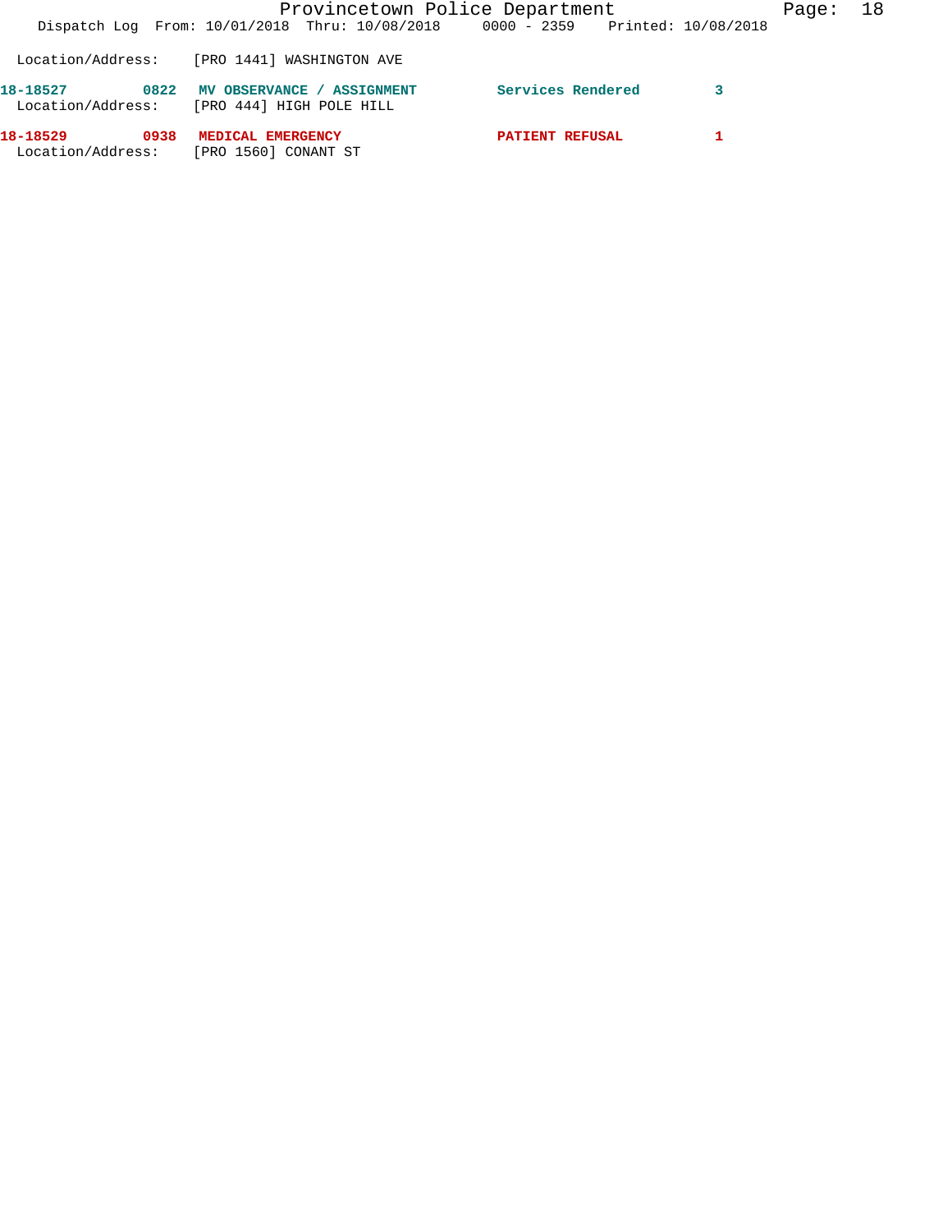Location/Address: [PRO 1441] WASHINGTON AVE

**18-18527 0822 MV OBSERVANCE / ASSIGNMENT Services Rendered 3**
Location/Address: [PRO 444] HIGH POLE HILL

**18-18529 0938 MEDICAL EMERGENCY PATIENT REFUSAL 1**
Location/Address: [PRO 1560] CONANT ST